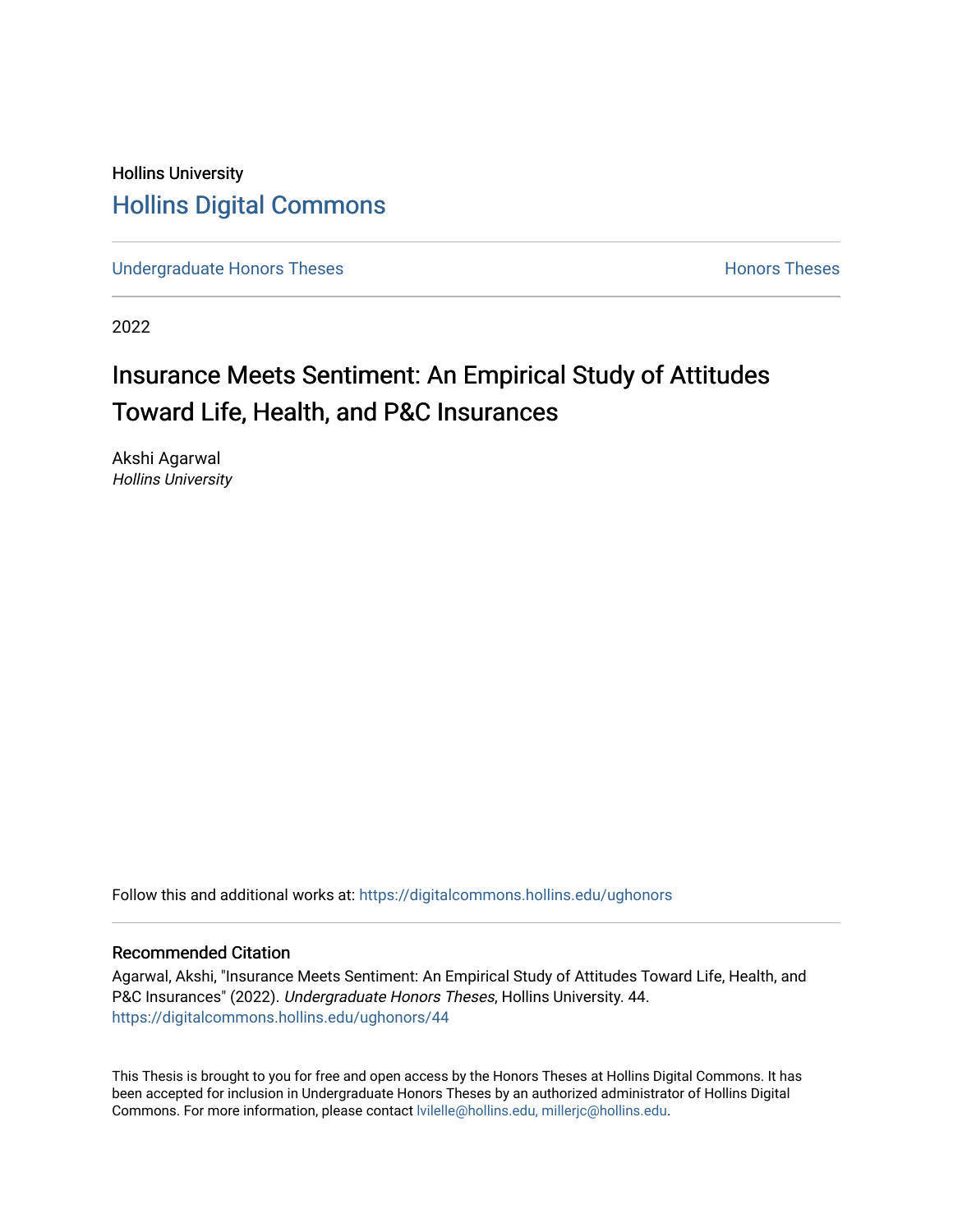Hollins University

# Hollins Digital Commons

Undergraduate Honors Theses | Honors Theses

2022

## Insurance Meets Sentiment: An Empirical Study of Attitudes Toward Life, Health, and P&C Insurances

Akshi Agarwal
*Hollins University*

Follow this and additional works at: https://digitalcommons.hollins.edu/ughonors

### Recommended Citation

Agarwal, Akshi, "Insurance Meets Sentiment: An Empirical Study of Attitudes Toward Life, Health, and P&C Insurances" (2022). *Undergraduate Honors Theses*, Hollins University. 44.
https://digitalcommons.hollins.edu/ughonors/44

This Thesis is brought to you for free and open access by the Honors Theses at Hollins Digital Commons. It has been accepted for inclusion in Undergraduate Honors Theses by an authorized administrator of Hollins Digital Commons. For more information, please contact lvilelle@hollins.edu, millerjc@hollins.edu.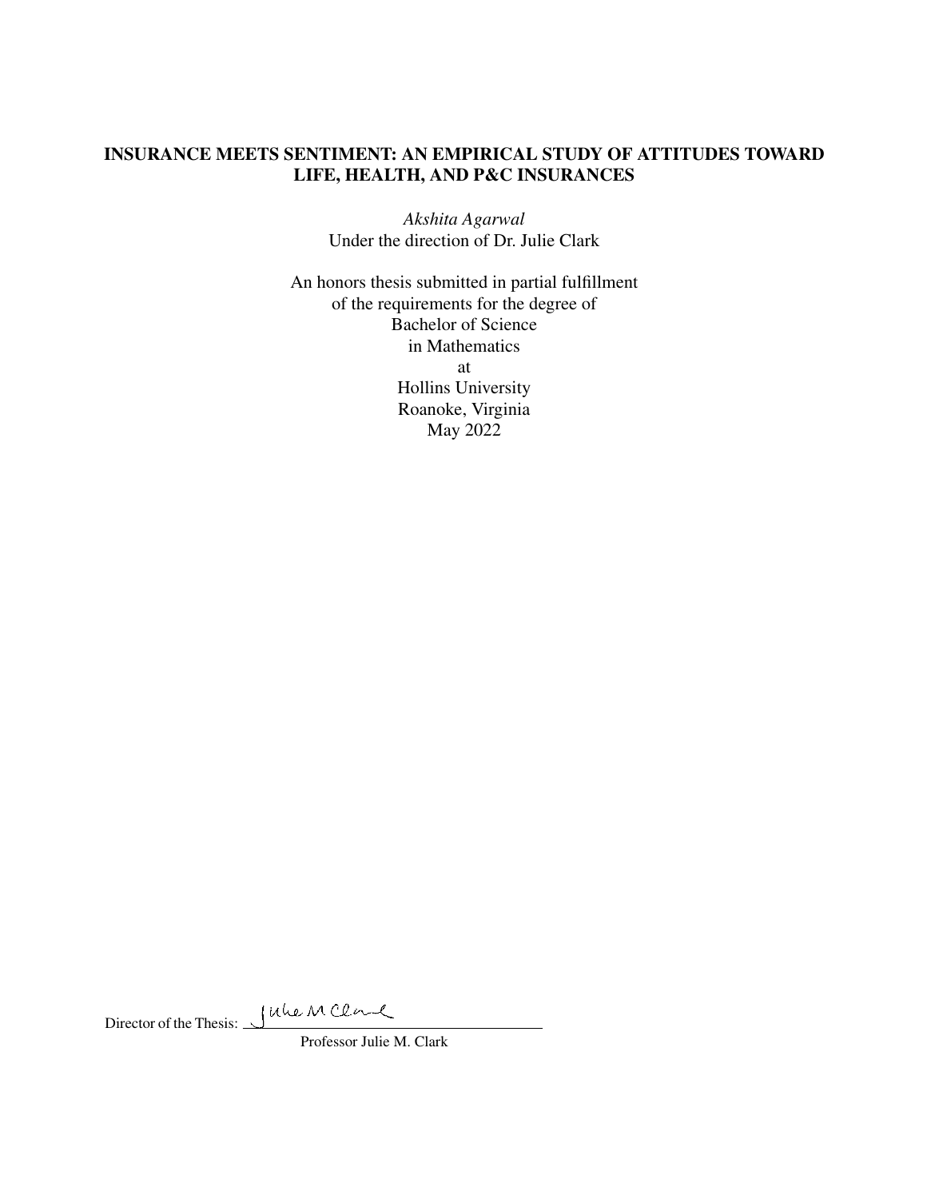# INSURANCE MEETS SENTIMENT: AN EMPIRICAL STUDY OF ATTITUDES TOWARD LIFE, HEALTH, AND P&C INSURANCES

*Akshita Agarwal*
Under the direction of Dr. Julie Clark

An honors thesis submitted in partial fulfillment
of the requirements for the degree of
Bachelor of Science
in Mathematics
at
Hollins University
Roanoke, Virginia
May 2022

Director of the Thesis: Julie M Clark

Professor Julie M. Clark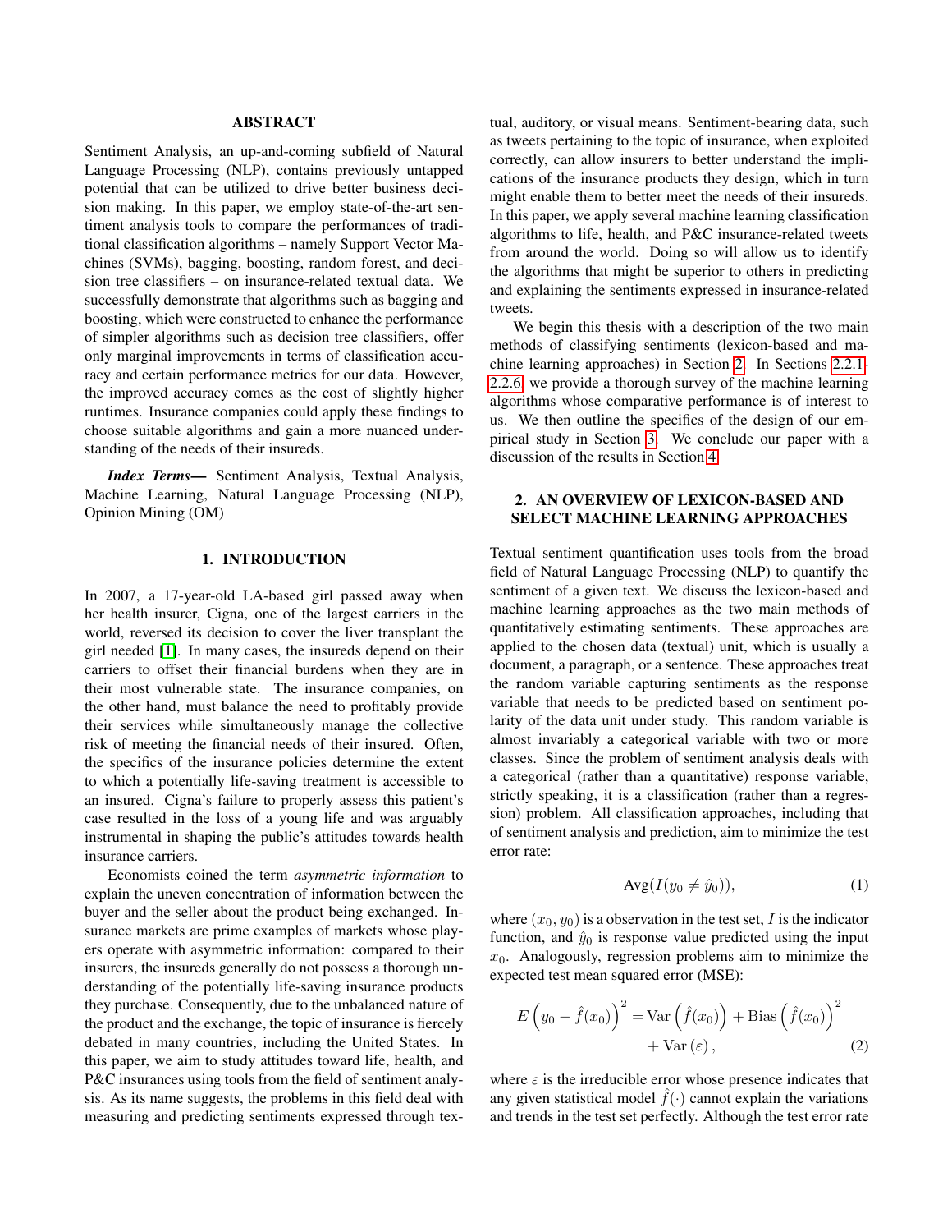## ABSTRACT

Sentiment Analysis, an up-and-coming subfield of Natural Language Processing (NLP), contains previously untapped potential that can be utilized to drive better business decision making. In this paper, we employ state-of-the-art sentiment analysis tools to compare the performances of traditional classification algorithms – namely Support Vector Machines (SVMs), bagging, boosting, random forest, and decision tree classifiers – on insurance-related textual data. We successfully demonstrate that algorithms such as bagging and boosting, which were constructed to enhance the performance of simpler algorithms such as decision tree classifiers, offer only marginal improvements in terms of classification accuracy and certain performance metrics for our data. However, the improved accuracy comes as the cost of slightly higher runtimes. Insurance companies could apply these findings to choose suitable algorithms and gain a more nuanced understanding of the needs of their insureds.

***Index Terms***— Sentiment Analysis, Textual Analysis, Machine Learning, Natural Language Processing (NLP), Opinion Mining (OM)

## 1. INTRODUCTION

In 2007, a 17-year-old LA-based girl passed away when her health insurer, Cigna, one of the largest carriers in the world, reversed its decision to cover the liver transplant the girl needed [1]. In many cases, the insureds depend on their carriers to offset their financial burdens when they are in their most vulnerable state. The insurance companies, on the other hand, must balance the need to profitably provide their services while simultaneously manage the collective risk of meeting the financial needs of their insured. Often, the specifics of the insurance policies determine the extent to which a potentially life-saving treatment is accessible to an insured. Cigna's failure to properly assess this patient's case resulted in the loss of a young life and was arguably instrumental in shaping the public's attitudes towards health insurance carriers.

Economists coined the term *asymmetric information* to explain the uneven concentration of information between the buyer and the seller about the product being exchanged. Insurance markets are prime examples of markets whose players operate with asymmetric information: compared to their insurers, the insureds generally do not possess a thorough understanding of the potentially life-saving insurance products they purchase. Consequently, due to the unbalanced nature of the product and the exchange, the topic of insurance is fiercely debated in many countries, including the United States. In this paper, we aim to study attitudes toward life, health, and P&C insurances using tools from the field of sentiment analysis. As its name suggests, the problems in this field deal with measuring and predicting sentiments expressed through textual, auditory, or visual means. Sentiment-bearing data, such as tweets pertaining to the topic of insurance, when exploited correctly, can allow insurers to better understand the implications of the insurance products they design, which in turn might enable them to better meet the needs of their insureds. In this paper, we apply several machine learning classification algorithms to life, health, and P&C insurance-related tweets from around the world. Doing so will allow us to identify the algorithms that might be superior to others in predicting and explaining the sentiments expressed in insurance-related tweets.

We begin this thesis with a description of the two main methods of classifying sentiments (lexicon-based and machine learning approaches) in Section 2. In Sections 2.2.1-2.2.6, we provide a thorough survey of the machine learning algorithms whose comparative performance is of interest to us. We then outline the specifics of the design of our empirical study in Section 3. We conclude our paper with a discussion of the results in Section 4.

## 2. AN OVERVIEW OF LEXICON-BASED AND SELECT MACHINE LEARNING APPROACHES

Textual sentiment quantification uses tools from the broad field of Natural Language Processing (NLP) to quantify the sentiment of a given text. We discuss the lexicon-based and machine learning approaches as the two main methods of quantitatively estimating sentiments. These approaches are applied to the chosen data (textual) unit, which is usually a document, a paragraph, or a sentence. These approaches treat the random variable capturing sentiments as the response variable that needs to be predicted based on sentiment polarity of the data unit under study. This random variable is almost invariably a categorical variable with two or more classes. Since the problem of sentiment analysis deals with a categorical (rather than a quantitative) response variable, strictly speaking, it is a classification (rather than a regression) problem. All classification approaches, including that of sentiment analysis and prediction, aim to minimize the test error rate:

$$\text{Avg}(I(y_0 \neq \hat{y}_0)), \tag{1}$$

where $(x_0, y_0)$ is a observation in the test set, $I$ is the indicator function, and $\hat{y}_0$ is response value predicted using the input $x_0$. Analogously, regression problems aim to minimize the expected test mean squared error (MSE):

$$E\left(y_0 - \hat{f}(x_0)\right)^2 = \text{Var}\left(\hat{f}(x_0)\right) + \text{Bias}\left(\hat{f}(x_0)\right)^2 + \text{Var}\left(\varepsilon\right), \tag{2}$$

where $\varepsilon$ is the irreducible error whose presence indicates that any given statistical model $\hat{f}(\cdot)$ cannot explain the variations and trends in the test set perfectly. Although the test error rate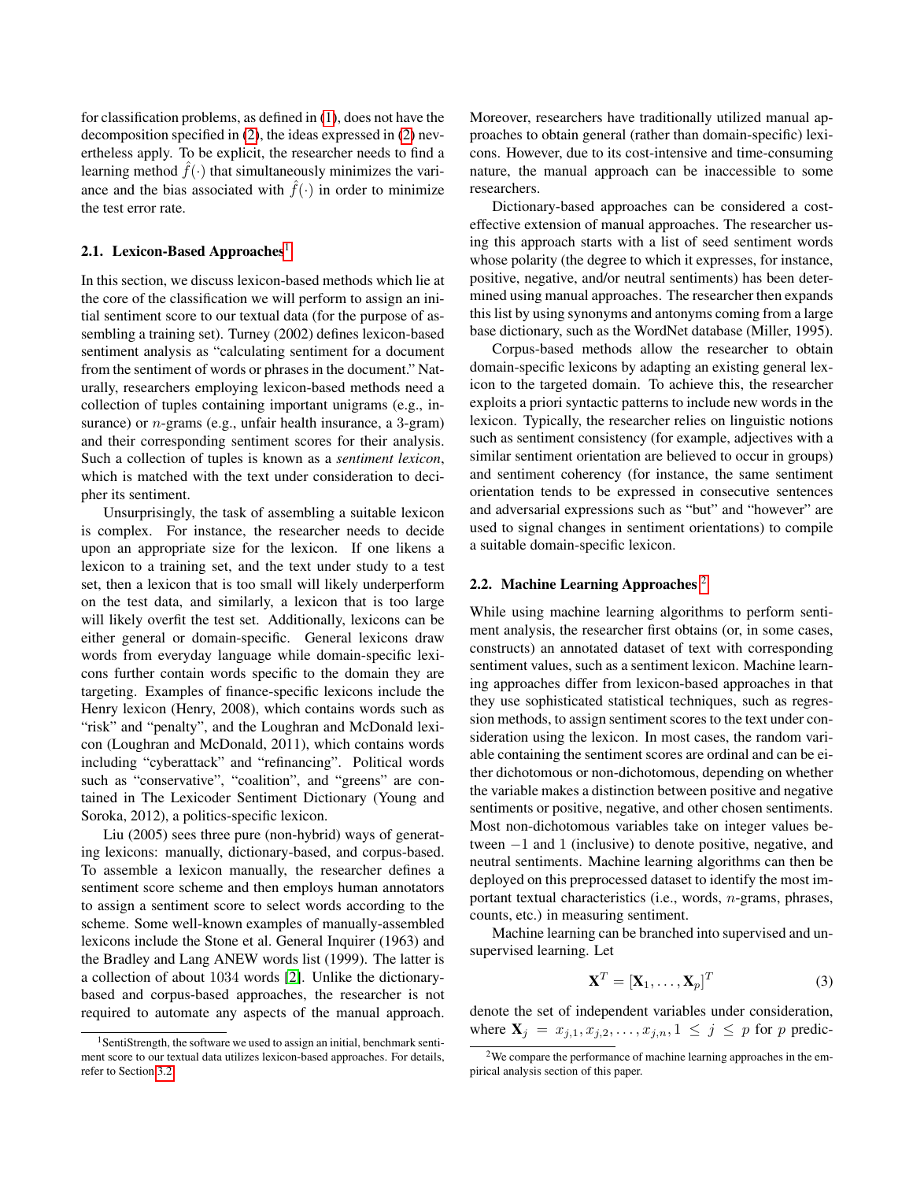for classification problems, as defined in (1), does not have the decomposition specified in (2), the ideas expressed in (2) nevertheless apply. To be explicit, the researcher needs to find a learning method $\hat{f}(\cdot)$ that simultaneously minimizes the variance and the bias associated with $\hat{f}(\cdot)$ in order to minimize the test error rate.

### 2.1. Lexicon-Based Approaches[1]

In this section, we discuss lexicon-based methods which lie at the core of the classification we will perform to assign an initial sentiment score to our textual data (for the purpose of assembling a training set). Turney (2002) defines lexicon-based sentiment analysis as "calculating sentiment for a document from the sentiment of words or phrases in the document." Naturally, researchers employing lexicon-based methods need a collection of tuples containing important unigrams (e.g., insurance) or $n$-grams (e.g., unfair health insurance, a 3-gram) and their corresponding sentiment scores for their analysis. Such a collection of tuples is known as a *sentiment lexicon*, which is matched with the text under consideration to decipher its sentiment.

Unsurprisingly, the task of assembling a suitable lexicon is complex. For instance, the researcher needs to decide upon an appropriate size for the lexicon. If one likens a lexicon to a training set, and the text under study to a test set, then a lexicon that is too small will likely underperform on the test data, and similarly, a lexicon that is too large will likely overfit the test set. Additionally, lexicons can be either general or domain-specific. General lexicons draw words from everyday language while domain-specific lexicons further contain words specific to the domain they are targeting. Examples of finance-specific lexicons include the Henry lexicon (Henry, 2008), which contains words such as "risk" and "penalty", and the Loughran and McDonald lexicon (Loughran and McDonald, 2011), which contains words including "cyberattack" and "refinancing". Political words such as "conservative", "coalition", and "greens" are contained in The Lexicoder Sentiment Dictionary (Young and Soroka, 2012), a politics-specific lexicon.

Liu (2005) sees three pure (non-hybrid) ways of generating lexicons: manually, dictionary-based, and corpus-based. To assemble a lexicon manually, the researcher defines a sentiment score scheme and then employs human annotators to assign a sentiment score to select words according to the scheme. Some well-known examples of manually-assembled lexicons include the Stone et al. General Inquirer (1963) and the Bradley and Lang ANEW words list (1999). The latter is a collection of about 1034 words [2]. Unlike the dictionary-based and corpus-based approaches, the researcher is not required to automate any aspects of the manual approach. Moreover, researchers have traditionally utilized manual approaches to obtain general (rather than domain-specific) lexicons. However, due to its cost-intensive and time-consuming nature, the manual approach can be inaccessible to some researchers.

Dictionary-based approaches can be considered a cost-effective extension of manual approaches. The researcher using this approach starts with a list of seed sentiment words whose polarity (the degree to which it expresses, for instance, positive, negative, and/or neutral sentiments) has been determined using manual approaches. The researcher then expands this list by using synonyms and antonyms coming from a large base dictionary, such as the WordNet database (Miller, 1995).

Corpus-based methods allow the researcher to obtain domain-specific lexicons by adapting an existing general lexicon to the targeted domain. To achieve this, the researcher exploits a priori syntactic patterns to include new words in the lexicon. Typically, the researcher relies on linguistic notions such as sentiment consistency (for example, adjectives with a similar sentiment orientation are believed to occur in groups) and sentiment coherency (for instance, the same sentiment orientation tends to be expressed in consecutive sentences and adversarial expressions such as "but" and "however" are used to signal changes in sentiment orientations) to compile a suitable domain-specific lexicon.

### 2.2. Machine Learning Approaches [2]

While using machine learning algorithms to perform sentiment analysis, the researcher first obtains (or, in some cases, constructs) an annotated dataset of text with corresponding sentiment values, such as a sentiment lexicon. Machine learning approaches differ from lexicon-based approaches in that they use sophisticated statistical techniques, such as regression methods, to assign sentiment scores to the text under consideration using the lexicon. In most cases, the random variable containing the sentiment scores are ordinal and can be either dichotomous or non-dichotomous, depending on whether the variable makes a distinction between positive and negative sentiments or positive, negative, and other chosen sentiments. Most non-dichotomous variables take on integer values between $-1$ and $1$ (inclusive) to denote positive, negative, and neutral sentiments. Machine learning algorithms can then be deployed on this preprocessed dataset to identify the most important textual characteristics (i.e., words, $n$-grams, phrases, counts, etc.) in measuring sentiment.

Machine learning can be branched into supervised and unsupervised learning. Let

$$\mathbf{X}^T = [\mathbf{X}_1, \ldots, \mathbf{X}_p]^T \tag{3}$$

denote the set of independent variables under consideration, where $\mathbf{X}_j = x_{j,1}, x_{j,2}, \ldots, x_{j,n}, 1 \leq j \leq p$ for $p$ predic-

[1] SentiStrength, the software we used to assign an initial, benchmark sentiment score to our textual data utilizes lexicon-based approaches. For details, refer to Section 3.2.

[2] We compare the performance of machine learning approaches in the empirical analysis section of this paper.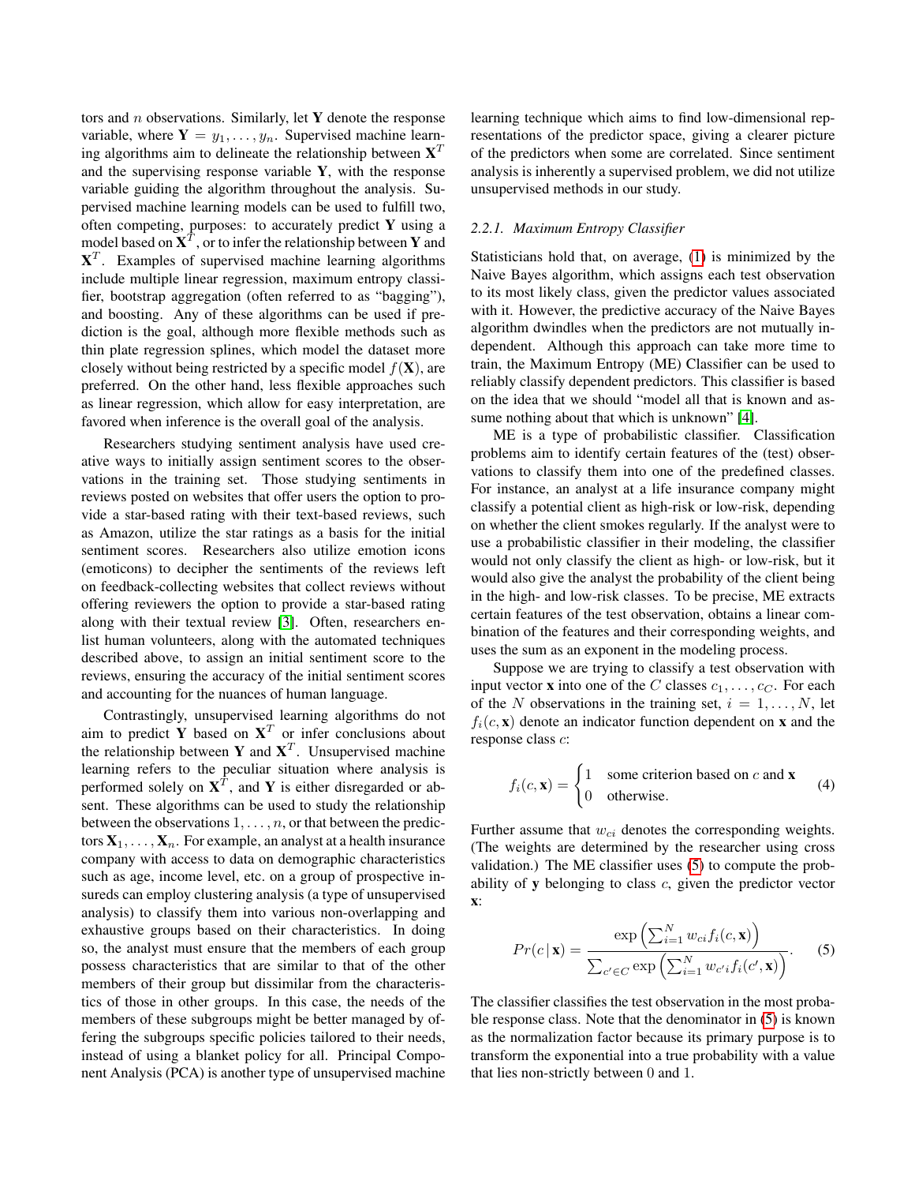tors and $n$ observations. Similarly, let $\mathbf{Y}$ denote the response variable, where $\mathbf{Y} = y_1, \ldots, y_n$. Supervised machine learning algorithms aim to delineate the relationship between $\mathbf{X}^T$ and the supervising response variable $\mathbf{Y}$, with the response variable guiding the algorithm throughout the analysis. Supervised machine learning models can be used to fulfill two, often competing, purposes: to accurately predict $\mathbf{Y}$ using a model based on $\mathbf{X}^T$, or to infer the relationship between $\mathbf{Y}$ and $\mathbf{X}^T$. Examples of supervised machine learning algorithms include multiple linear regression, maximum entropy classifier, bootstrap aggregation (often referred to as "bagging"), and boosting. Any of these algorithms can be used if prediction is the goal, although more flexible methods such as thin plate regression splines, which model the dataset more closely without being restricted by a specific model $f(\mathbf{X})$, are preferred. On the other hand, less flexible approaches such as linear regression, which allow for easy interpretation, are favored when inference is the overall goal of the analysis.

Researchers studying sentiment analysis have used creative ways to initially assign sentiment scores to the observations in the training set. Those studying sentiments in reviews posted on websites that offer users the option to provide a star-based rating with their text-based reviews, such as Amazon, utilize the star ratings as a basis for the initial sentiment scores. Researchers also utilize emotion icons (emoticons) to decipher the sentiments of the reviews left on feedback-collecting websites that collect reviews without offering reviewers the option to provide a star-based rating along with their textual review [3]. Often, researchers enlist human volunteers, along with the automated techniques described above, to assign an initial sentiment score to the reviews, ensuring the accuracy of the initial sentiment scores and accounting for the nuances of human language.

Contrastingly, unsupervised learning algorithms do not aim to predict $\mathbf{Y}$ based on $\mathbf{X}^T$ or infer conclusions about the relationship between $\mathbf{Y}$ and $\mathbf{X}^T$. Unsupervised machine learning refers to the peculiar situation where analysis is performed solely on $\mathbf{X}^T$, and $\mathbf{Y}$ is either disregarded or absent. These algorithms can be used to study the relationship between the observations $1, \ldots, n$, or that between the predictors $\mathbf{X}_1, \ldots, \mathbf{X}_n$. For example, an analyst at a health insurance company with access to data on demographic characteristics such as age, income level, etc. on a group of prospective insureds can employ clustering analysis (a type of unsupervised analysis) to classify them into various non-overlapping and exhaustive groups based on their characteristics. In doing so, the analyst must ensure that the members of each group possess characteristics that are similar to that of the other members of their group but dissimilar from the characteristics of those in other groups. In this case, the needs of the members of these subgroups might be better managed by offering the subgroups specific policies tailored to their needs, instead of using a blanket policy for all. Principal Component Analysis (PCA) is another type of unsupervised machine learning technique which aims to find low-dimensional representations of the predictor space, giving a clearer picture of the predictors when some are correlated. Since sentiment analysis is inherently a supervised problem, we did not utilize unsupervised methods in our study.

#### 2.2.1. Maximum Entropy Classifier

Statisticians hold that, on average, (1) is minimized by the Naive Bayes algorithm, which assigns each test observation to its most likely class, given the predictor values associated with it. However, the predictive accuracy of the Naive Bayes algorithm dwindles when the predictors are not mutually independent. Although this approach can take more time to train, the Maximum Entropy (ME) Classifier can be used to reliably classify dependent predictors. This classifier is based on the idea that we should "model all that is known and assume nothing about that which is unknown" [4].

ME is a type of probabilistic classifier. Classification problems aim to identify certain features of the (test) observations to classify them into one of the predefined classes. For instance, an analyst at a life insurance company might classify a potential client as high-risk or low-risk, depending on whether the client smokes regularly. If the analyst were to use a probabilistic classifier in their modeling, the classifier would not only classify the client as high- or low-risk, but it would also give the analyst the probability of the client being in the high- and low-risk classes. To be precise, ME extracts certain features of the test observation, obtains a linear combination of the features and their corresponding weights, and uses the sum as an exponent in the modeling process.

Suppose we are trying to classify a test observation with input vector $\mathbf{x}$ into one of the $C$ classes $c_1, \ldots, c_C$. For each of the $N$ observations in the training set, $i = 1, \ldots, N$, let $f_i(c, \mathbf{x})$ denote an indicator function dependent on $\mathbf{x}$ and the response class $c$:

$$f_i(c, \mathbf{x}) = \begin{cases} 1 & \text{some criterion based on } c \text{ and } \mathbf{x} \\ 0 & \text{otherwise.} \end{cases} \tag{4}$$

Further assume that $w_{ci}$ denotes the corresponding weights. (The weights are determined by the researcher using cross validation.) The ME classifier uses (5) to compute the probability of $\mathbf{y}$ belonging to class $c$, given the predictor vector $\mathbf{x}$:

$$Pr(c \,|\, \mathbf{x}) = \frac{\exp\left(\sum_{i=1}^{N} w_{ci} f_i(c, \mathbf{x})\right)}{\sum_{c' \in C} \exp\left(\sum_{i=1}^{N} w_{c'i} f_i(c', \mathbf{x})\right)}. \tag{5}$$

The classifier classifies the test observation in the most probable response class. Note that the denominator in (5) is known as the normalization factor because its primary purpose is to transform the exponential into a true probability with a value that lies non-strictly between 0 and 1.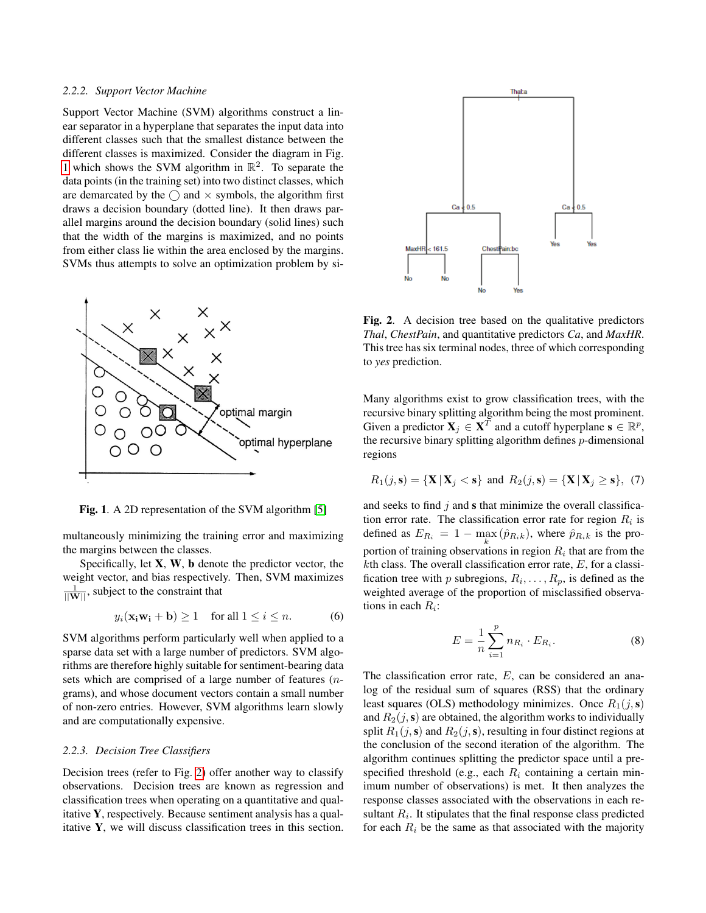### 2.2.2. Support Vector Machine

Support Vector Machine (SVM) algorithms construct a linear separator in a hyperplane that separates the input data into different classes such that the smallest distance between the different classes is maximized. Consider the diagram in Fig. 1 which shows the SVM algorithm in $\mathbb{R}^2$. To separate the data points (in the training set) into two distinct classes, which are demarcated by the ◯ and × symbols, the algorithm first draws a decision boundary (dotted line). It then draws parallel margins around the decision boundary (solid lines) such that the width of the margins is maximized, and no points from either class lie within the area enclosed by the margins. SVMs thus attempts to solve an optimization problem by simultaneously minimizing the training error and maximizing the margins between the classes.

**Fig. 1**. A 2D representation of the SVM algorithm [5]

Specifically, let $\mathbf{X}$, $\mathbf{W}$, $\mathbf{b}$ denote the predictor vector, the weight vector, and bias respectively. Then, SVM maximizes $\frac{1}{||\mathbf{W}||}$, subject to the constraint that

$$y_i(\mathbf{x_i w_i} + \mathbf{b}) \geq 1 \quad \text{for all } 1 \leq i \leq n. \tag{6}$$

SVM algorithms perform particularly well when applied to a sparse data set with a large number of predictors. SVM algorithms are therefore highly suitable for sentiment-bearing data sets which are comprised of a large number of features ($n$-grams), and whose document vectors contain a small number of non-zero entries. However, SVM algorithms learn slowly and are computationally expensive.

### 2.2.3. Decision Tree Classifiers

Decision trees (refer to Fig. 2) offer another way to classify observations. Decision trees are known as regression and classification trees when operating on a quantitative and qualitative $\mathbf{Y}$, respectively. Because sentiment analysis has a qualitative $\mathbf{Y}$, we will discuss classification trees in this section.

**Fig. 2**. A decision tree based on the qualitative predictors *Thal*, *ChestPain*, and quantitative predictors *Ca*, and *MaxHR*. This tree has six terminal nodes, three of which corresponding to *yes* prediction.

Many algorithms exist to grow classification trees, with the recursive binary splitting algorithm being the most prominent. Given a predictor $\mathbf{X}_j \in \mathbf{X}^T$ and a cutoff hyperplane $\mathbf{s} \in \mathbb{R}^p$, the recursive binary splitting algorithm defines $p$-dimensional regions

$$R_1(j, \mathbf{s}) = \{\mathbf{X} \,|\, \mathbf{X}_j < \mathbf{s}\} \text{ and } R_2(j, \mathbf{s}) = \{\mathbf{X} \,|\, \mathbf{X}_j \geq \mathbf{s}\}, \tag{7}$$

and seeks to find $j$ and $\mathbf{s}$ that minimize the overall classification error rate. The classification error rate for region $R_i$ is defined as $E_{R_i} = 1 - \max_k(\hat{p}_{R_i k})$, where $\hat{p}_{R_i k}$ is the proportion of training observations in region $R_i$ that are from the $k$th class. The overall classification error rate, $E$, for a classification tree with $p$ subregions, $R_i, \ldots, R_p$, is defined as the weighted average of the proportion of misclassified observations in each $R_i$:

$$E = \frac{1}{n} \sum_{i=1}^{p} n_{R_i} \cdot E_{R_i}. \tag{8}$$

The classification error rate, $E$, can be considered an analog of the residual sum of squares (RSS) that the ordinary least squares (OLS) methodology minimizes. Once $R_1(j, \mathbf{s})$ and $R_2(j, \mathbf{s})$ are obtained, the algorithm works to individually split $R_1(j, \mathbf{s})$ and $R_2(j, \mathbf{s})$, resulting in four distinct regions at the conclusion of the second iteration of the algorithm. The algorithm continues splitting the predictor space until a pre-specified threshold (e.g., each $R_i$ containing a certain minimum number of observations) is met. It then analyzes the response classes associated with the observations in each resultant $R_i$. It stipulates that the final response class predicted for each $R_i$ be the same as that associated with the majority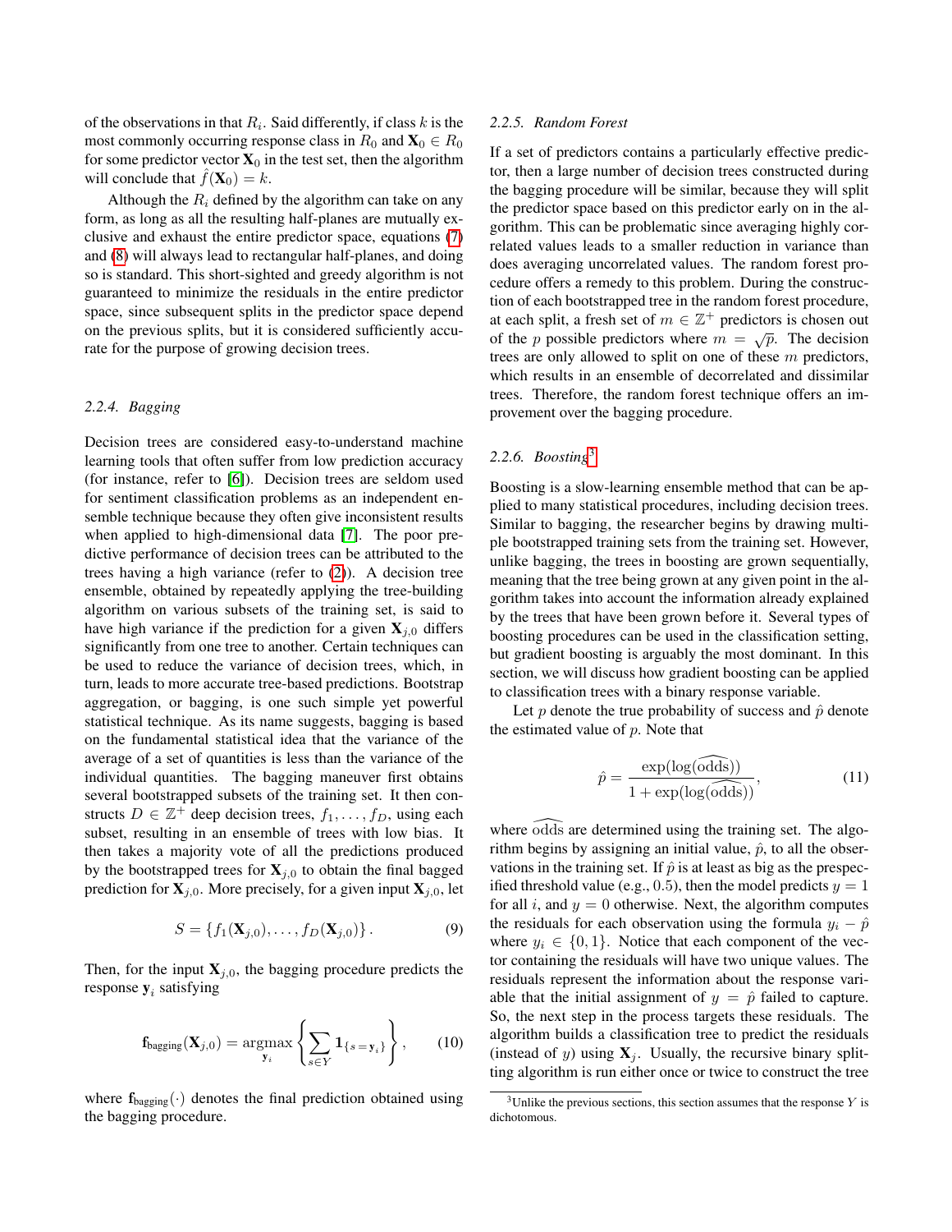of the observations in that $R_i$. Said differently, if class $k$ is the most commonly occurring response class in $R_0$ and $\mathbf{X}_0 \in R_0$ for some predictor vector $\mathbf{X}_0$ in the test set, then the algorithm will conclude that $\hat{f}(\mathbf{X}_0) = k$.

Although the $R_i$ defined by the algorithm can take on any form, as long as all the resulting half-planes are mutually exclusive and exhaust the entire predictor space, equations (7) and (8) will always lead to rectangular half-planes, and doing so is standard. This short-sighted and greedy algorithm is not guaranteed to minimize the residuals in the entire predictor space, since subsequent splits in the predictor space depend on the previous splits, but it is considered sufficiently accurate for the purpose of growing decision trees.

#### 2.2.4. Bagging

Decision trees are considered easy-to-understand machine learning tools that often suffer from low prediction accuracy (for instance, refer to [6]). Decision trees are seldom used for sentiment classification problems as an independent ensemble technique because they often give inconsistent results when applied to high-dimensional data [7]. The poor predictive performance of decision trees can be attributed to the trees having a high variance (refer to (2)). A decision tree ensemble, obtained by repeatedly applying the tree-building algorithm on various subsets of the training set, is said to have high variance if the prediction for a given $\mathbf{X}_{j,0}$ differs significantly from one tree to another. Certain techniques can be used to reduce the variance of decision trees, which, in turn, leads to more accurate tree-based predictions. Bootstrap aggregation, or bagging, is one such simple yet powerful statistical technique. As its name suggests, bagging is based on the fundamental statistical idea that the variance of the average of a set of quantities is less than the variance of the individual quantities. The bagging maneuver first obtains several bootstrapped subsets of the training set. It then constructs $D \in \mathbb{Z}^+$ deep decision trees, $f_1, \ldots, f_D$, using each subset, resulting in an ensemble of trees with low bias. It then takes a majority vote of all the predictions produced by the bootstrapped trees for $\mathbf{X}_{j,0}$ to obtain the final bagged prediction for $\mathbf{X}_{j,0}$. More precisely, for a given input $\mathbf{X}_{j,0}$, let

$$S = \{f_1(\mathbf{X}_{j,0}), \ldots, f_D(\mathbf{X}_{j,0})\}. \tag{9}$$

Then, for the input $\mathbf{X}_{j,0}$, the bagging procedure predicts the response $\mathbf{y}_i$ satisfying

$$\mathbf{f}_{\text{bagging}}(\mathbf{X}_{j,0}) = \underset{\mathbf{y}_i}{\text{argmax}} \left\{ \sum_{s \in Y} \mathbf{1}_{\{s = \mathbf{y}_i\}} \right\}, \tag{10}$$

where $\mathbf{f}_{\text{bagging}}(\cdot)$ denotes the final prediction obtained using the bagging procedure.

#### 2.2.5. Random Forest

If a set of predictors contains a particularly effective predictor, then a large number of decision trees constructed during the bagging procedure will be similar, because they will split the predictor space based on this predictor early on in the algorithm. This can be problematic since averaging highly correlated values leads to a smaller reduction in variance than does averaging uncorrelated values. The random forest procedure offers a remedy to this problem. During the construction of each bootstrapped tree in the random forest procedure, at each split, a fresh set of $m \in \mathbb{Z}^+$ predictors is chosen out of the $p$ possible predictors where $m = \sqrt{p}$. The decision trees are only allowed to split on one of these $m$ predictors, which results in an ensemble of decorrelated and dissimilar trees. Therefore, the random forest technique offers an improvement over the bagging procedure.

#### 2.2.6. Boosting[3]

Boosting is a slow-learning ensemble method that can be applied to many statistical procedures, including decision trees. Similar to bagging, the researcher begins by drawing multiple bootstrapped training sets from the training set. However, unlike bagging, the trees in boosting are grown sequentially, meaning that the tree being grown at any given point in the algorithm takes into account the information already explained by the trees that have been grown before it. Several types of boosting procedures can be used in the classification setting, but gradient boosting is arguably the most dominant. In this section, we will discuss how gradient boosting can be applied to classification trees with a binary response variable.

Let $p$ denote the true probability of success and $\hat{p}$ denote the estimated value of $p$. Note that

$$\hat{p} = \frac{\exp(\log(\widehat{\text{odds}}))}{1 + \exp(\log(\widehat{\text{odds}}))}, \tag{11}$$

where $\widehat{\text{odds}}$ are determined using the training set. The algorithm begins by assigning an initial value, $\hat{p}$, to all the observations in the training set. If $\hat{p}$ is at least as big as the prespecified threshold value (e.g., $0.5$), then the model predicts $y = 1$ for all $i$, and $y = 0$ otherwise. Next, the algorithm computes the residuals for each observation using the formula $y_i - \hat{p}$ where $y_i \in \{0, 1\}$. Notice that each component of the vector containing the residuals will have two unique values. The residuals represent the information about the response variable that the initial assignment of $y = \hat{p}$ failed to capture. So, the next step in the process targets these residuals. The algorithm builds a classification tree to predict the residuals (instead of $y$) using $\mathbf{X}_j$. Usually, the recursive binary splitting algorithm is run either once or twice to construct the tree

[3] Unlike the previous sections, this section assumes that the response $Y$ is dichotomous.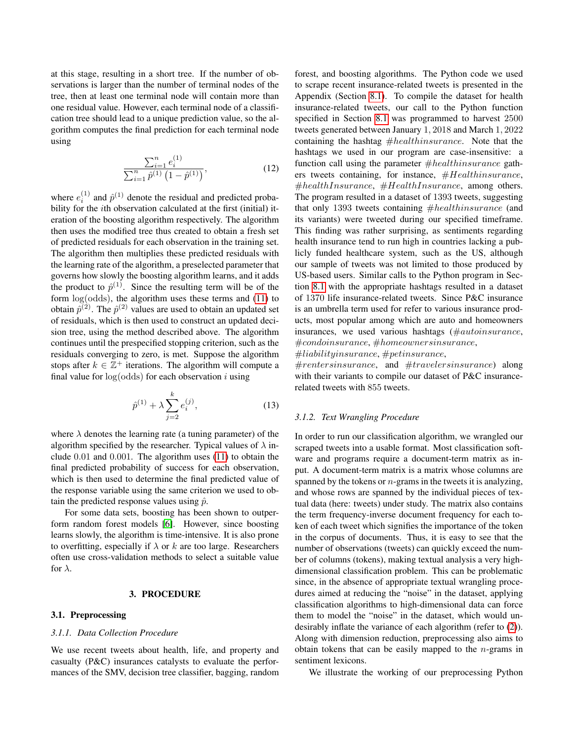at this stage, resulting in a short tree. If the number of observations is larger than the number of terminal nodes of the tree, then at least one terminal node will contain more than one residual value. However, each terminal node of a classification tree should lead to a unique prediction value, so the algorithm computes the final prediction for each terminal node using

$$\frac{\sum_{i=1}^{n} e_i^{(1)}}{\sum_{i=1}^{n} \hat{p}^{(1)} \left(1 - \hat{p}^{(1)}\right)}, \tag{12}$$

where $e_i^{(1)}$ and $\hat{p}^{(1)}$ denote the residual and predicted probability for the $i$th observation calculated at the first (initial) iteration of the boosting algorithm respectively. The algorithm then uses the modified tree thus created to obtain a fresh set of predicted residuals for each observation in the training set. The algorithm then multiplies these predicted residuals with the learning rate of the algorithm, a preselected parameter that governs how slowly the boosting algorithm learns, and it adds the product to $\hat{p}^{(1)}$. Since the resulting term will be of the form $\log(\text{odds})$, the algorithm uses these terms and (11) to obtain $\hat{p}^{(2)}$. The $\hat{p}^{(2)}$ values are used to obtain an updated set of residuals, which is then used to construct an updated decision tree, using the method described above. The algorithm continues until the prespecified stopping criterion, such as the residuals converging to zero, is met. Suppose the algorithm stops after $k \in \mathbb{Z}^+$ iterations. The algorithm will compute a final value for $\log(\text{odds})$ for each observation $i$ using

$$\hat{p}^{(1)} + \lambda \sum_{j=2}^{k} e_i^{(j)}, \tag{13}$$

where $\lambda$ denotes the learning rate (a tuning parameter) of the algorithm specified by the researcher. Typical values of $\lambda$ include $0.01$ and $0.001$. The algorithm uses (11) to obtain the final predicted probability of success for each observation, which is then used to determine the final predicted value of the response variable using the same criterion we used to obtain the predicted response values using $\hat{p}$.

For some data sets, boosting has been shown to outperform random forest models [6]. However, since boosting learns slowly, the algorithm is time-intensive. It is also prone to overfitting, especially if $\lambda$ or $k$ are too large. Researchers often use cross-validation methods to select a suitable value for $\lambda$.

## 3. PROCEDURE

### 3.1. Preprocessing

#### *3.1.1. Data Collection Procedure*

We use recent tweets about health, life, and property and casualty (P&C) insurances catalysts to evaluate the performances of the SMV, decision tree classifier, bagging, random forest, and boosting algorithms. The Python code we used to scrape recent insurance-related tweets is presented in the Appendix (Section 8.1). To compile the dataset for health insurance-related tweets, our call to the Python function specified in Section 8.1 was programmed to harvest $2500$ tweets generated between January $1, 2018$ and March $1, 2022$ containing the hashtag $\#healthinsurance$. Note that the hashtags we used in our program are case-insensitive: a function call using the parameter $\#healthinsurance$ gathers tweets containing, for instance, $\#Healthinsurance$, $\#healthInsurance$, $\#HealthInsurance$, among others. The program resulted in a dataset of $1393$ tweets, suggesting that only $1393$ tweets containing $\#healthinsurance$ (and its variants) were tweeted during our specified timeframe. This finding was rather surprising, as sentiments regarding health insurance tend to run high in countries lacking a publicly funded healthcare system, such as the US, although our sample of tweets was not limited to those produced by US-based users. Similar calls to the Python program in Section 8.1 with the appropriate hashtags resulted in a dataset of $1370$ life insurance-related tweets. Since P&C insurance is an umbrella term used for refer to various insurance products, most popular among which are auto and homeowners insurances, we used various hashtags ($\#autoinsurance$, $\#condoinsurance$, $\#homeownersinsurance$, $\#liabilityinsurance$, $\#petinsurance$, $\#rentersinsurance$, and $\#travelersinsurance$) along with their variants to compile our dataset of P&C insurance-related tweets with $855$ tweets.

#### *3.1.2. Text Wrangling Procedure*

In order to run our classification algorithm, we wrangled our scraped tweets into a usable format. Most classification software and programs require a document-term matrix as input. A document-term matrix is a matrix whose columns are spanned by the tokens or $n$-grams in the tweets it is analyzing, and whose rows are spanned by the individual pieces of textual data (here: tweets) under study. The matrix also contains the term frequency-inverse document frequency for each token of each tweet which signifies the importance of the token in the corpus of documents. Thus, it is easy to see that the number of observations (tweets) can quickly exceed the number of columns (tokens), making textual analysis a very high-dimensional classification problem. This can be problematic since, in the absence of appropriate textual wrangling procedures aimed at reducing the "noise" in the dataset, applying classification algorithms to high-dimensional data can force them to model the "noise" in the dataset, which would undesirably inflate the variance of each algorithm (refer to (2)). Along with dimension reduction, preprocessing also aims to obtain tokens that can be easily mapped to the $n$-grams in sentiment lexicons.

We illustrate the working of our preprocessing Python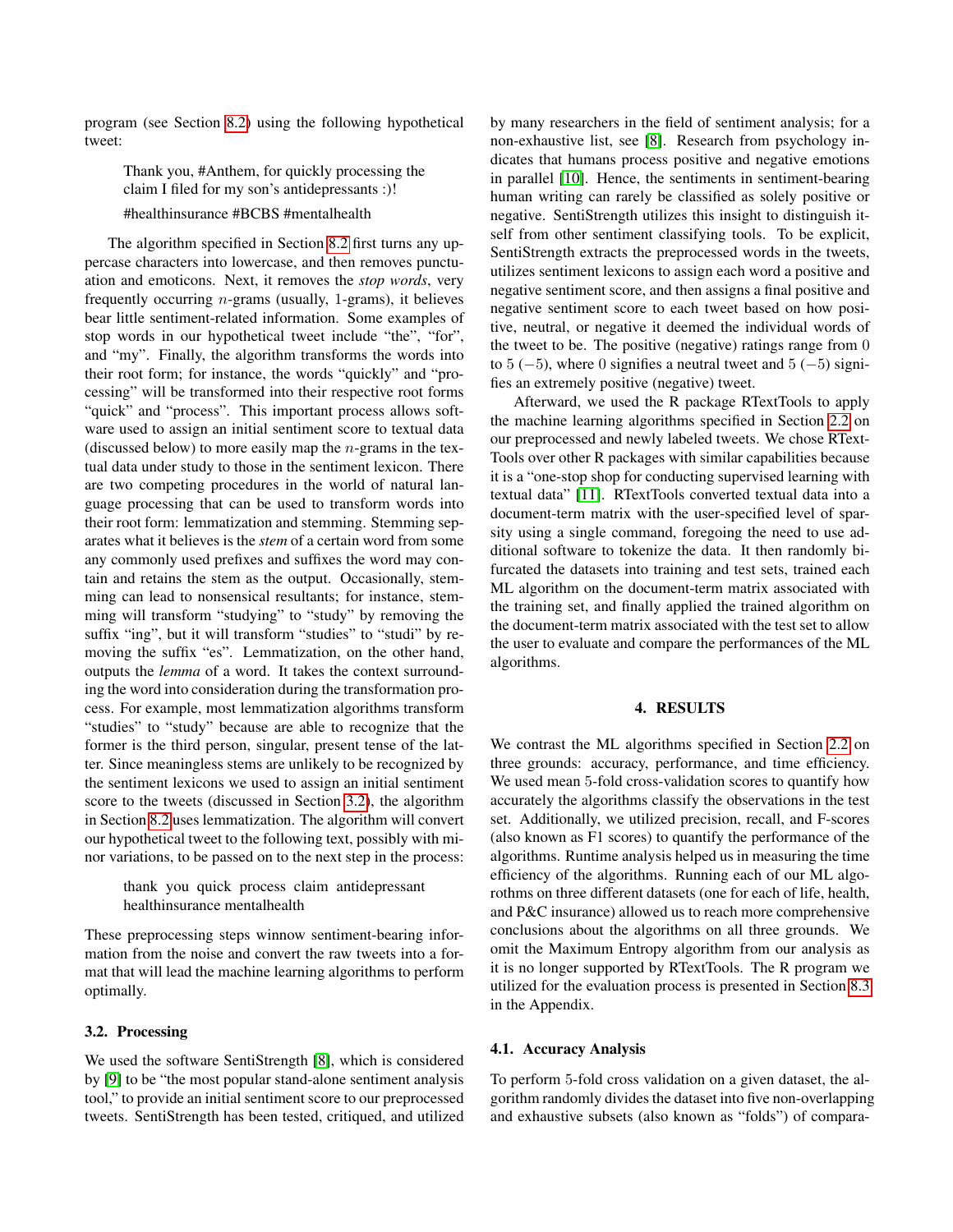program (see Section 8.2) using the following hypothetical tweet:

> Thank you, #Anthem, for quickly processing the claim I filed for my son's antidepressants :)!
>
> #healthinsurance #BCBS #mentalhealth

The algorithm specified in Section 8.2 first turns any uppercase characters into lowercase, and then removes punctuation and emoticons. Next, it removes the *stop words*, very frequently occurring $n$-grams (usually, 1-grams), it believes bear little sentiment-related information. Some examples of stop words in our hypothetical tweet include "the", "for", and "my". Finally, the algorithm transforms the words into their root form; for instance, the words "quickly" and "processing" will be transformed into their respective root forms "quick" and "process". This important process allows software used to assign an initial sentiment score to textual data (discussed below) to more easily map the $n$-grams in the textual data under study to those in the sentiment lexicon. There are two competing procedures in the world of natural language processing that can be used to transform words into their root form: lemmatization and stemming. Stemming separates what it believes is the *stem* of a certain word from some any commonly used prefixes and suffixes the word may contain and retains the stem as the output. Occasionally, stemming can lead to nonsensical resultants; for instance, stemming will transform "studying" to "study" by removing the suffix "ing", but it will transform "studies" to "studi" by removing the suffix "es". Lemmatization, on the other hand, outputs the *lemma* of a word. It takes the context surrounding the word into consideration during the transformation process. For example, most lemmatization algorithms transform "studies" to "study" because are able to recognize that the former is the third person, singular, present tense of the latter. Since meaningless stems are unlikely to be recognized by the sentiment lexicons we used to assign an initial sentiment score to the tweets (discussed in Section 3.2), the algorithm in Section 8.2 uses lemmatization. The algorithm will convert our hypothetical tweet to the following text, possibly with minor variations, to be passed on to the next step in the process:

> thank you quick process claim antidepressant healthinsurance mentalhealth

These preprocessing steps winnow sentiment-bearing information from the noise and convert the raw tweets into a format that will lead the machine learning algorithms to perform optimally.

### 3.2. Processing

We used the software SentiStrength [8], which is considered by [9] to be "the most popular stand-alone sentiment analysis tool," to provide an initial sentiment score to our preprocessed tweets. SentiStrength has been tested, critiqued, and utilized by many researchers in the field of sentiment analysis; for a non-exhaustive list, see [8]. Research from psychology indicates that humans process positive and negative emotions in parallel [10]. Hence, the sentiments in sentiment-bearing human writing can rarely be classified as solely positive or negative. SentiStrength utilizes this insight to distinguish itself from other sentiment classifying tools. To be explicit, SentiStrength extracts the preprocessed words in the tweets, utilizes sentiment lexicons to assign each word a positive and negative sentiment score, and then assigns a final positive and negative sentiment score to each tweet based on how positive, neutral, or negative it deemed the individual words of the tweet to be. The positive (negative) ratings range from 0 to 5 ($-5$), where 0 signifies a neutral tweet and 5 ($-5$) signifies an extremely positive (negative) tweet.

Afterward, we used the R package RTextTools to apply the machine learning algorithms specified in Section 2.2 on our preprocessed and newly labeled tweets. We chose RTextTools over other R packages with similar capabilities because it is a "one-stop shop for conducting supervised learning with textual data" [11]. RTextTools converted textual data into a document-term matrix with the user-specified level of sparsity using a single command, foregoing the need to use additional software to tokenize the data. It then randomly bifurcated the datasets into training and test sets, trained each ML algorithm on the document-term matrix associated with the training set, and finally applied the trained algorithm on the document-term matrix associated with the test set to allow the user to evaluate and compare the performances of the ML algorithms.

## 4. RESULTS

We contrast the ML algorithms specified in Section 2.2 on three grounds: accuracy, performance, and time efficiency. We used mean 5-fold cross-validation scores to quantify how accurately the algorithms classify the observations in the test set. Additionally, we utilized precision, recall, and F-scores (also known as F1 scores) to quantify the performance of the algorithms. Runtime analysis helped us in measuring the time efficiency of the algorithms. Running each of our ML algorothms on three different datasets (one for each of life, health, and P&C insurance) allowed us to reach more comprehensive conclusions about the algorithms on all three grounds. We omit the Maximum Entropy algorithm from our analysis as it is no longer supported by RTextTools. The R program we utilized for the evaluation process is presented in Section 8.3 in the Appendix.

### 4.1. Accuracy Analysis

To perform 5-fold cross validation on a given dataset, the algorithm randomly divides the dataset into five non-overlapping and exhaustive subsets (also known as "folds") of compara-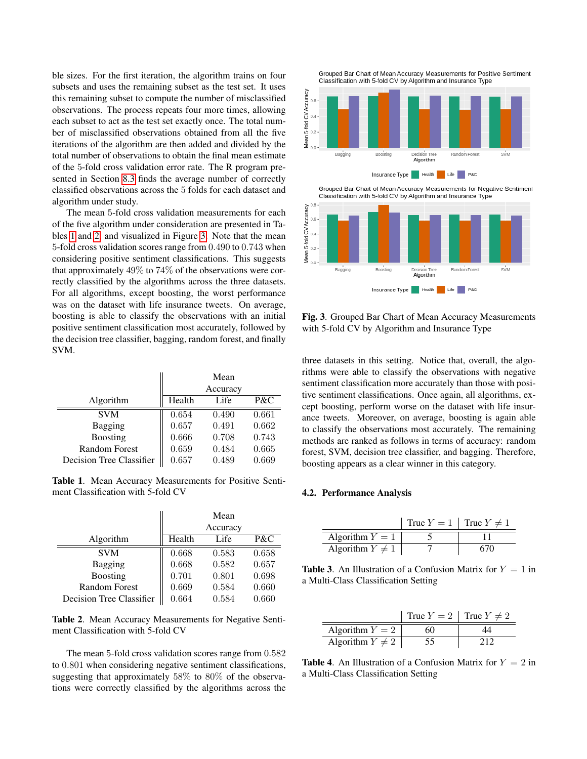ble sizes. For the first iteration, the algorithm trains on four subsets and uses the remaining subset as the test set. It uses this remaining subset to compute the number of misclassified observations. The process repeats four more times, allowing each subset to act as the test set exactly once. The total number of misclassified observations obtained from all the five iterations of the algorithm are then added and divided by the total number of observations to obtain the final mean estimate of the 5-fold cross validation error rate. The R program presented in Section 8.3 finds the average number of correctly classified observations across the 5 folds for each dataset and algorithm under study.

The mean 5-fold cross validation measurements for each of the five algorithm under consideration are presented in Tables 1 and 2, and visualized in Figure 3. Note that the mean 5-fold cross validation scores range from 0.490 to 0.743 when considering positive sentiment classifications. This suggests that approximately 49% to 74% of the observations were correctly classified by the algorithms across the three datasets. For all algorithms, except boosting, the worst performance was on the dataset with life insurance tweets. On average, boosting is able to classify the observations with an initial positive sentiment classification most accurately, followed by the decision tree classifier, bagging, random forest, and finally SVM.

| Algorithm | Mean Accuracy | | |
|---|---|---|---|
| | Health | Life | P&C |
| SVM | 0.654 | 0.490 | 0.661 |
| Bagging | 0.657 | 0.491 | 0.662 |
| Boosting | 0.666 | 0.708 | 0.743 |
| Random Forest | 0.659 | 0.484 | 0.665 |
| Decision Tree Classifier | 0.657 | 0.489 | 0.669 |

**Table 1**. Mean Accuracy Measurements for Positive Sentiment Classification with 5-fold CV

| Algorithm | Mean Accuracy | | |
|---|---|---|---|
| | Health | Life | P&C |
| SVM | 0.668 | 0.583 | 0.658 |
| Bagging | 0.668 | 0.582 | 0.657 |
| Boosting | 0.701 | 0.801 | 0.698 |
| Random Forest | 0.669 | 0.584 | 0.660 |
| Decision Tree Classifier | 0.664 | 0.584 | 0.660 |

**Table 2**. Mean Accuracy Measurements for Negative Sentiment Classification with 5-fold CV

The mean 5-fold cross validation scores range from 0.582 to 0.801 when considering negative sentiment classifications, suggesting that approximately 58% to 80% of the observations were correctly classified by the algorithms across the three datasets in this setting. Notice that, overall, the algorithms were able to classify the observations with negative sentiment classification more accurately than those with positive sentiment classifications. Once again, all algorithms, except boosting, perform worse on the dataset with life insurance tweets. Moreover, on average, boosting is again able to classify the observations most accurately. The remaining methods are ranked as follows in terms of accuracy: random forest, SVM, decision tree classifier, and bagging. Therefore, boosting appears as a clear winner in this category.

**Fig. 3**. Grouped Bar Chart of Mean Accuracy Measurements with 5-fold CV by Algorithm and Insurance Type

### 4.2. Performance Analysis

| | True $Y = 1$ | True $Y \neq 1$ |
|---|---|---|
| Algorithm $Y = 1$ | 5 | 11 |
| Algorithm $Y \neq 1$ | 7 | 670 |

**Table 3**. An Illustration of a Confusion Matrix for $Y = 1$ in a Multi-Class Classification Setting

| | True $Y = 2$ | True $Y \neq 2$ |
|---|---|---|
| Algorithm $Y = 2$ | 60 | 44 |
| Algorithm $Y \neq 2$ | 55 | 212 |

**Table 4**. An Illustration of a Confusion Matrix for $Y = 2$ in a Multi-Class Classification Setting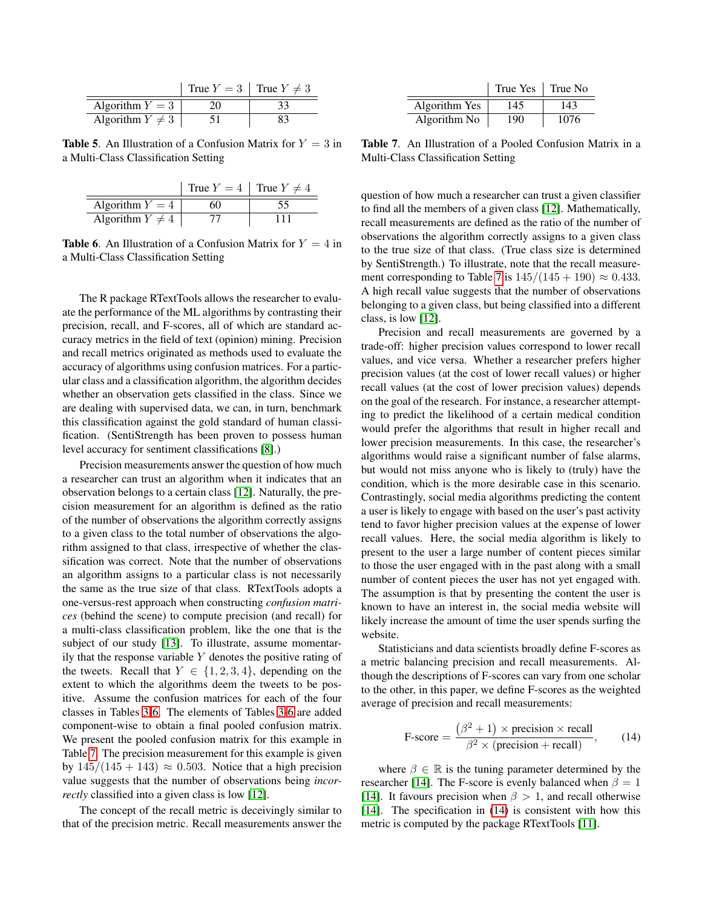| | True $Y = 3$ | True $Y \neq 3$ |
|---|---|---|
| Algorithm $Y = 3$ | 20 | 33 |
| Algorithm $Y \neq 3$ | 51 | 83 |

**Table 5**. An Illustration of a Confusion Matrix for $Y = 3$ in a Multi-Class Classification Setting

| | True $Y = 4$ | True $Y \neq 4$ |
|---|---|---|
| Algorithm $Y = 4$ | 60 | 55 |
| Algorithm $Y \neq 4$ | 77 | 111 |

**Table 6**. An Illustration of a Confusion Matrix for $Y = 4$ in a Multi-Class Classification Setting

The R package RTextTools allows the researcher to evaluate the performance of the ML algorithms by contrasting their precision, recall, and F-scores, all of which are standard accuracy metrics in the field of text (opinion) mining. Precision and recall metrics originated as methods used to evaluate the accuracy of algorithms using confusion matrices. For a particular class and a classification algorithm, the algorithm decides whether an observation gets classified in the class. Since we are dealing with supervised data, we can, in turn, benchmark this classification against the gold standard of human classification. (SentiStrength has been proven to possess human level accuracy for sentiment classifications [8].)

Precision measurements answer the question of how much a researcher can trust an algorithm when it indicates that an observation belongs to a certain class [12]. Naturally, the precision measurement for an algorithm is defined as the ratio of the number of observations the algorithm correctly assigns to a given class to the total number of observations the algorithm assigned to that class, irrespective of whether the classification was correct. Note that the number of observations an algorithm assigns to a particular class is not necessarily the same as the true size of that class. RTextTools adopts a one-versus-rest approach when constructing *confusion matrices* (behind the scene) to compute precision (and recall) for a multi-class classification problem, like the one that is the subject of our study [13]. To illustrate, assume momentarily that the response variable $Y$ denotes the positive rating of the tweets. Recall that $Y \in \{1, 2, 3, 4\}$, depending on the extent to which the algorithms deem the tweets to be positive. Assume the confusion matrices for each of the four classes in Tables 3-6. The elements of Tables 3-6 are added component-wise to obtain a final pooled confusion matrix. We present the pooled confusion matrix for this example in Table 7. The precision measurement for this example is given by $145/(145 + 143) \approx 0.503$. Notice that a high precision value suggests that the number of observations being *incorrectly* classified into a given class is low [12].

The concept of the recall metric is deceivingly similar to that of the precision metric. Recall measurements answer the question of how much a researcher can trust a given classifier to find all the members of a given class [12]. Mathematically, recall measurements are defined as the ratio of the number of observations the algorithm correctly assigns to a given class to the true size of that class. (True class size is determined by SentiStrength.) To illustrate, note that the recall measurement corresponding to Table 7 is $145/(145 + 190) \approx 0.433$. A high recall value suggests that the number of observations belonging to a given class, but being classified into a different class, is low [12].

| | True Yes | True No |
|---|---|---|
| Algorithm Yes | 145 | 143 |
| Algorithm No | 190 | 1076 |

**Table 7**. An Illustration of a Pooled Confusion Matrix in a Multi-Class Classification Setting

Precision and recall measurements are governed by a trade-off: higher precision values correspond to lower recall values, and vice versa. Whether a researcher prefers higher precision values (at the cost of lower recall values) or higher recall values (at the cost of lower precision values) depends on the goal of the research. For instance, a researcher attempting to predict the likelihood of a certain medical condition would prefer the algorithms that result in higher recall and lower precision measurements. In this case, the researcher's algorithms would raise a significant number of false alarms, but would not miss anyone who is likely to (truly) have the condition, which is the more desirable case in this scenario. Contrastingly, social media algorithms predicting the content a user is likely to engage with based on the user's past activity tend to favor higher precision values at the expense of lower recall values. Here, the social media algorithm is likely to present to the user a large number of content pieces similar to those the user engaged with in the past along with a small number of content pieces the user has not yet engaged with. The assumption is that by presenting the content the user is known to have an interest in, the social media website will likely increase the amount of time the user spends surfing the website.

Statisticians and data scientists broadly define F-scores as a metric balancing precision and recall measurements. Although the descriptions of F-scores can vary from one scholar to the other, in this paper, we define F-scores as the weighted average of precision and recall measurements:

$$\text{F-score} = \frac{(\beta^2 + 1) \times \text{precision} \times \text{recall}}{\beta^2 \times (\text{precision} + \text{recall})}, \tag{14}$$

where $\beta \in \mathbb{R}$ is the tuning parameter determined by the researcher [14]. The F-score is evenly balanced when $\beta = 1$ [14]. It favours precision when $\beta > 1$, and recall otherwise [14]. The specification in (14) is consistent with how this metric is computed by the package RTextTools [11].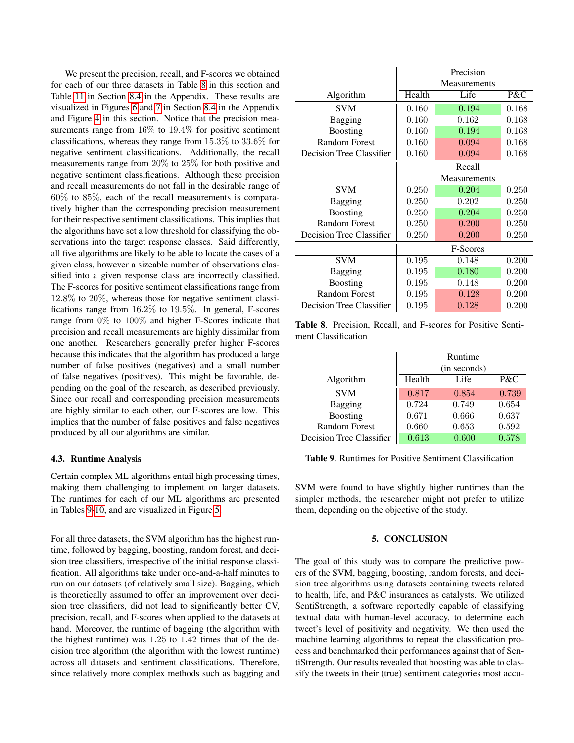We present the precision, recall, and F-scores we obtained for each of our three datasets in Table 8 in this section and Table 11 in Section 8.4 in the Appendix. These results are visualized in Figures 6 and 7 in Section 8.4 in the Appendix and Figure 4 in this section. Notice that the precision measurements range from 16% to 19.4% for positive sentiment classifications, whereas they range from 15.3% to 33.6% for negative sentiment classifications. Additionally, the recall measurements range from 20% to 25% for both positive and negative sentiment classifications. Although these precision and recall measurements do not fall in the desirable range of 60% to 85%, each of the recall measurements is comparatively higher than the corresponding precision measurement for their respective sentiment classifications. This implies that the algorithms have set a low threshold for classifying the observations into the target response classes. Said differently, all five algorithms are likely to be able to locate the cases of a given class, however a sizeable number of observations classified into a given response class are incorrectly classified. The F-scores for positive sentiment classifications range from 12.8% to 20%, whereas those for negative sentiment classifications range from 16.2% to 19.5%. In general, F-scores range from 0% to 100% and higher F-Scores indicate that precision and recall measurements are highly dissimilar from one another. Researchers generally prefer higher F-scores because this indicates that the algorithm has produced a large number of false positives (negatives) and a small number of false negatives (positives). This might be favorable, depending on the goal of the research, as described previously. Since our recall and corresponding precision measurements are highly similar to each other, our F-scores are low. This implies that the number of false positives and false negatives produced by all our algorithms are similar.

### 4.3. Runtime Analysis

Certain complex ML algorithms entail high processing times, making them challenging to implement on larger datasets. The runtimes for each of our ML algorithms are presented in Tables 9-10, and are visualized in Figure 5.

For all three datasets, the SVM algorithm has the highest runtime, followed by bagging, boosting, random forest, and decision tree classifiers, irrespective of the initial response classification. All algorithms take under one-and-a-half minutes to run on our datasets (of relatively small size). Bagging, which is theoretically assumed to offer an improvement over decision tree classifiers, did not lead to significantly better CV, precision, recall, and F-scores when applied to the datasets at hand. Moreover, the runtime of bagging (the algorithm with the highest runtime) was 1.25 to 1.42 times that of the decision tree algorithm (the algorithm with the lowest runtime) across all datasets and sentiment classifications. Therefore, since relatively more complex methods such as bagging and SVM were found to have slightly higher runtimes than the simpler methods, the researcher might not prefer to utilize them, depending on the objective of the study.

| Algorithm | Precision Measurements | | |
|---|---|---|---|
| | Health | Life | P&C |
| SVM | 0.160 | 0.194 | 0.168 |
| Bagging | 0.160 | 0.162 | 0.168 |
| Boosting | 0.160 | 0.194 | 0.168 |
| Random Forest | 0.160 | 0.094 | 0.168 |
| Decision Tree Classifier | 0.160 | 0.094 | 0.168 |
| | Recall Measurements | | |
| SVM | 0.250 | 0.204 | 0.250 |
| Bagging | 0.250 | 0.202 | 0.250 |
| Boosting | 0.250 | 0.204 | 0.250 |
| Random Forest | 0.250 | 0.200 | 0.250 |
| Decision Tree Classifier | 0.250 | 0.200 | 0.250 |
| | F-Scores | | |
| SVM | 0.195 | 0.148 | 0.200 |
| Bagging | 0.195 | 0.180 | 0.200 |
| Boosting | 0.195 | 0.148 | 0.200 |
| Random Forest | 0.195 | 0.128 | 0.200 |
| Decision Tree Classifier | 0.195 | 0.128 | 0.200 |

**Table 8**. Precision, Recall, and F-scores for Positive Sentiment Classification

| Algorithm | Runtime (in seconds) | | |
|---|---|---|---|
| | Health | Life | P&C |
| SVM | 0.817 | 0.854 | 0.739 |
| Bagging | 0.724 | 0.749 | 0.654 |
| Boosting | 0.671 | 0.666 | 0.637 |
| Random Forest | 0.660 | 0.653 | 0.592 |
| Decision Tree Classifier | 0.613 | 0.600 | 0.578 |

**Table 9**. Runtimes for Positive Sentiment Classification

## 5. CONCLUSION

The goal of this study was to compare the predictive powers of the SVM, bagging, boosting, random forests, and decision tree algorithms using datasets containing tweets related to health, life, and P&C insurances as catalysts. We utilized SentiStrength, a software reportedly capable of classifying textual data with human-level accuracy, to determine each tweet's level of positivity and negativity. We then used the machine learning algorithms to repeat the classification process and benchmarked their performances against that of SentiStrength. Our results revealed that boosting was able to classify the tweets in their (true) sentiment categories most accu-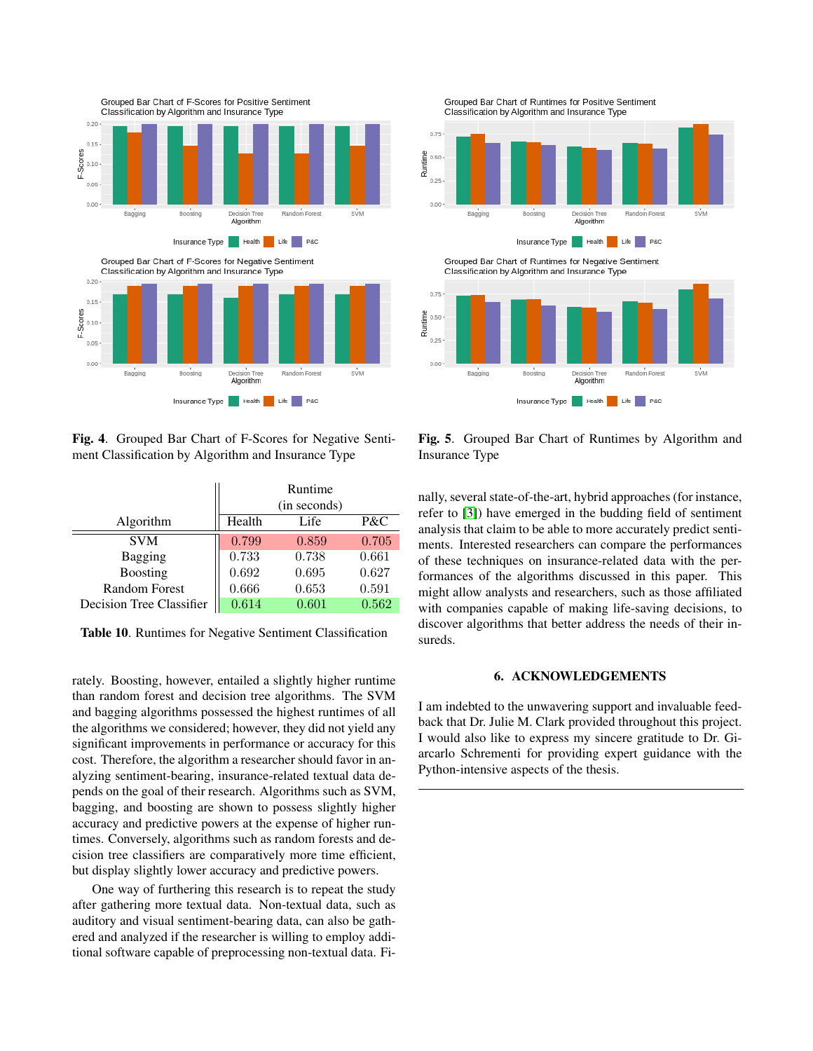**Fig. 4**. Grouped Bar Chart of F-Scores for Negative Sentiment Classification by Algorithm and Insurance Type

**Fig. 5**. Grouped Bar Chart of Runtimes by Algorithm and Insurance Type

| Algorithm | Runtime (in seconds) Health | Life | P&C |
|---|---|---|---|
| SVM | 0.799 | 0.859 | 0.705 |
| Bagging | 0.733 | 0.738 | 0.661 |
| Boosting | 0.692 | 0.695 | 0.627 |
| Random Forest | 0.666 | 0.653 | 0.591 |
| Decision Tree Classifier | 0.614 | 0.601 | 0.562 |

**Table 10**. Runtimes for Negative Sentiment Classification

rately. Boosting, however, entailed a slightly higher runtime than random forest and decision tree algorithms. The SVM and bagging algorithms possessed the highest runtimes of all the algorithms we considered; however, they did not yield any significant improvements in performance or accuracy for this cost. Therefore, the algorithm a researcher should favor in analyzing sentiment-bearing, insurance-related textual data depends on the goal of their research. Algorithms such as SVM, bagging, and boosting are shown to possess slightly higher accuracy and predictive powers at the expense of higher runtimes. Conversely, algorithms such as random forests and decision tree classifiers are comparatively more time efficient, but display slightly lower accuracy and predictive powers.

One way of furthering this research is to repeat the study after gathering more textual data. Non-textual data, such as auditory and visual sentiment-bearing data, can also be gathered and analyzed if the researcher is willing to employ additional software capable of preprocessing non-textual data. Finally, several state-of-the-art, hybrid approaches (for instance, refer to [3]) have emerged in the budding field of sentiment analysis that claim to be able to more accurately predict sentiments. Interested researchers can compare the performances of these techniques on insurance-related data with the performances of the algorithms discussed in this paper. This might allow analysts and researchers, such as those affiliated with companies capable of making life-saving decisions, to discover algorithms that better address the needs of their insureds.

## 6. ACKNOWLEDGEMENTS

I am indebted to the unwavering support and invaluable feedback that Dr. Julie M. Clark provided throughout this project. I would also like to express my sincere gratitude to Dr. Giarcarlo Schrementi for providing expert guidance with the Python-intensive aspects of the thesis.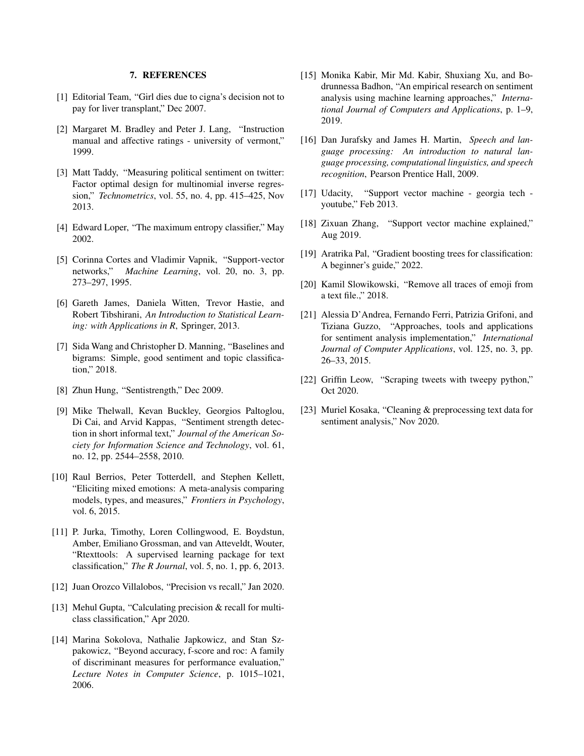## 7. REFERENCES

[1] Editorial Team, "Girl dies due to cigna's decision not to pay for liver transplant," Dec 2007.

[2] Margaret M. Bradley and Peter J. Lang, "Instruction manual and affective ratings - university of vermont," 1999.

[3] Matt Taddy, "Measuring political sentiment on twitter: Factor optimal design for multinomial inverse regression," *Technometrics*, vol. 55, no. 4, pp. 415–425, Nov 2013.

[4] Edward Loper, "The maximum entropy classifier," May 2002.

[5] Corinna Cortes and Vladimir Vapnik, "Support-vector networks," *Machine Learning*, vol. 20, no. 3, pp. 273–297, 1995.

[6] Gareth James, Daniela Witten, Trevor Hastie, and Robert Tibshirani, *An Introduction to Statistical Learning: with Applications in R*, Springer, 2013.

[7] Sida Wang and Christopher D. Manning, "Baselines and bigrams: Simple, good sentiment and topic classification," 2018.

[8] Zhun Hung, "Sentistrength," Dec 2009.

[9] Mike Thelwall, Kevan Buckley, Georgios Paltoglou, Di Cai, and Arvid Kappas, "Sentiment strength detection in short informal text," *Journal of the American Society for Information Science and Technology*, vol. 61, no. 12, pp. 2544–2558, 2010.

[10] Raul Berrios, Peter Totterdell, and Stephen Kellett, "Eliciting mixed emotions: A meta-analysis comparing models, types, and measures," *Frontiers in Psychology*, vol. 6, 2015.

[11] P. Jurka, Timothy, Loren Collingwood, E. Boydstun, Amber, Emiliano Grossman, and van Atteveldt, Wouter, "Rtexttools: A supervised learning package for text classification," *The R Journal*, vol. 5, no. 1, pp. 6, 2013.

[12] Juan Orozco Villalobos, "Precision vs recall," Jan 2020.

[13] Mehul Gupta, "Calculating precision & recall for multi-class classification," Apr 2020.

[14] Marina Sokolova, Nathalie Japkowicz, and Stan Szpakowicz, "Beyond accuracy, f-score and roc: A family of discriminant measures for performance evaluation," *Lecture Notes in Computer Science*, p. 1015–1021, 2006.

[15] Monika Kabir, Mir Md. Kabir, Shuxiang Xu, and Bodrunnessa Badhon, "An empirical research on sentiment analysis using machine learning approaches," *International Journal of Computers and Applications*, p. 1–9, 2019.

[16] Dan Jurafsky and James H. Martin, *Speech and language processing: An introduction to natural language processing, computational linguistics, and speech recognition*, Pearson Prentice Hall, 2009.

[17] Udacity, "Support vector machine - georgia tech - youtube," Feb 2013.

[18] Zixuan Zhang, "Support vector machine explained," Aug 2019.

[19] Aratrika Pal, "Gradient boosting trees for classification: A beginner's guide," 2022.

[20] Kamil Slowikowski, "Remove all traces of emoji from a text file.," 2018.

[21] Alessia D'Andrea, Fernando Ferri, Patrizia Grifoni, and Tiziana Guzzo, "Approaches, tools and applications for sentiment analysis implementation," *International Journal of Computer Applications*, vol. 125, no. 3, pp. 26–33, 2015.

[22] Griffin Leow, "Scraping tweets with tweepy python," Oct 2020.

[23] Muriel Kosaka, "Cleaning & preprocessing text data for sentiment analysis," Nov 2020.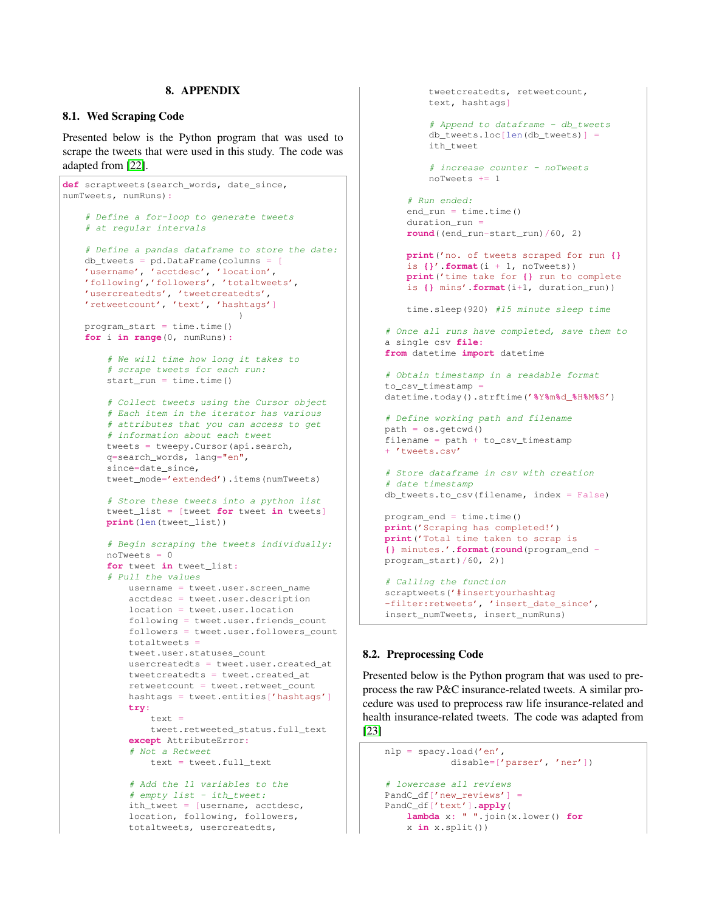## 8. APPENDIX

### 8.1. Wed Scraping Code

Presented below is the Python program that was used to scrape the tweets that were used in this study. The code was adapted from [22].

```
def scraptweets(search_words, date_since,
numTweets, numRuns):

    # Define a for-loop to generate tweets
    # at regular intervals

    # Define a pandas dataframe to store the date:
    db_tweets = pd.DataFrame(columns = [
    'username', 'acctdesc', 'location',
    'following','followers', 'totaltweets',
    'usercreatedts', 'tweetcreatedts',
    'retweetcount', 'text', 'hashtags']
                                        )
    program_start = time.time()
    for i in range(0, numRuns):

        # We will time how long it takes to
        # scrape tweets for each run:
        start_run = time.time()

        # Collect tweets using the Cursor object
        # Each item in the iterator has various
        # attributes that you can access to get
        # information about each tweet
        tweets = tweepy.Cursor(api.search,
        q=search_words, lang="en",
        since=date_since,
        tweet_mode='extended').items(numTweets)

        # Store these tweets into a python list
        tweet_list = [tweet for tweet in tweets]
        print(len(tweet_list))

        # Begin scraping the tweets individually:
        noTweets = 0
        for tweet in tweet_list:
        # Pull the values
            username = tweet.user.screen_name
            acctdesc = tweet.user.description
            location = tweet.user.location
            following = tweet.user.friends_count
            followers = tweet.user.followers_count
            totaltweets =
            tweet.user.statuses_count
            usercreatedts = tweet.user.created_at
            tweetcreatedts = tweet.created_at
            retweetcount = tweet.retweet_count
            hashtags = tweet.entities['hashtags']
            try:
                text =
                tweet.retweeted_status.full_text
            except AttributeError:
            # Not a Retweet
                text = tweet.full_text

            # Add the 11 variables to the
            # empty list - ith_tweet:
            ith_tweet = [username, acctdesc,
            location, following, followers,
            totaltweets, usercreatedts,
            tweetcreatedts, retweetcount,
            text, hashtags]

            # Append to dataframe - db_tweets
            db_tweets.loc[len(db_tweets)] =
            ith_tweet

            # increase counter - noTweets
            noTweets += 1

        # Run ended:
        end_run = time.time()
        duration_run =
        round((end_run-start_run)/60, 2)

        print('no. of tweets scraped for run {}
        is {}'.format(i + 1, noTweets))
        print('time take for {} run to complete
        is {} mins'.format(i+1, duration_run))

        time.sleep(920) #15 minute sleep time

    # Once all runs have completed, save them to
    a single csv file:
    from datetime import datetime

    # Obtain timestamp in a readable format
    to_csv_timestamp =
    datetime.today().strftime('%Y%m%d_%H%M%S')

    # Define working path and filename
    path = os.getcwd()
    filename = path + to_csv_timestamp
    + 'tweets.csv'

    # Store dataframe in csv with creation
    # date timestamp
    db_tweets.to_csv(filename, index = False)

    program_end = time.time()
    print('Scraping has completed!')
    print('Total time taken to scrap is
    {} minutes.'.format(round(program_end -
    program_start)/60, 2))

    # Calling the function
    scraptweets('#insertyourhashtag
    -filter:retweets', 'insert_date_since',
    insert_numTweets, insert_numRuns)
```

### 8.2. Preprocessing Code

Presented below is the Python program that was used to preprocess the raw P&C insurance-related tweets. A similar procedure was used to preprocess raw life insurance-related and health insurance-related tweets. The code was adapted from [23]

```
    nlp = spacy.load('en',
              disable=['parser', 'ner'])

    # lowercase all reviews
    PandC_df['new_reviews'] =
    PandC_df['text'].apply(
        lambda x: " ".join(x.lower() for
        x in x.split())
```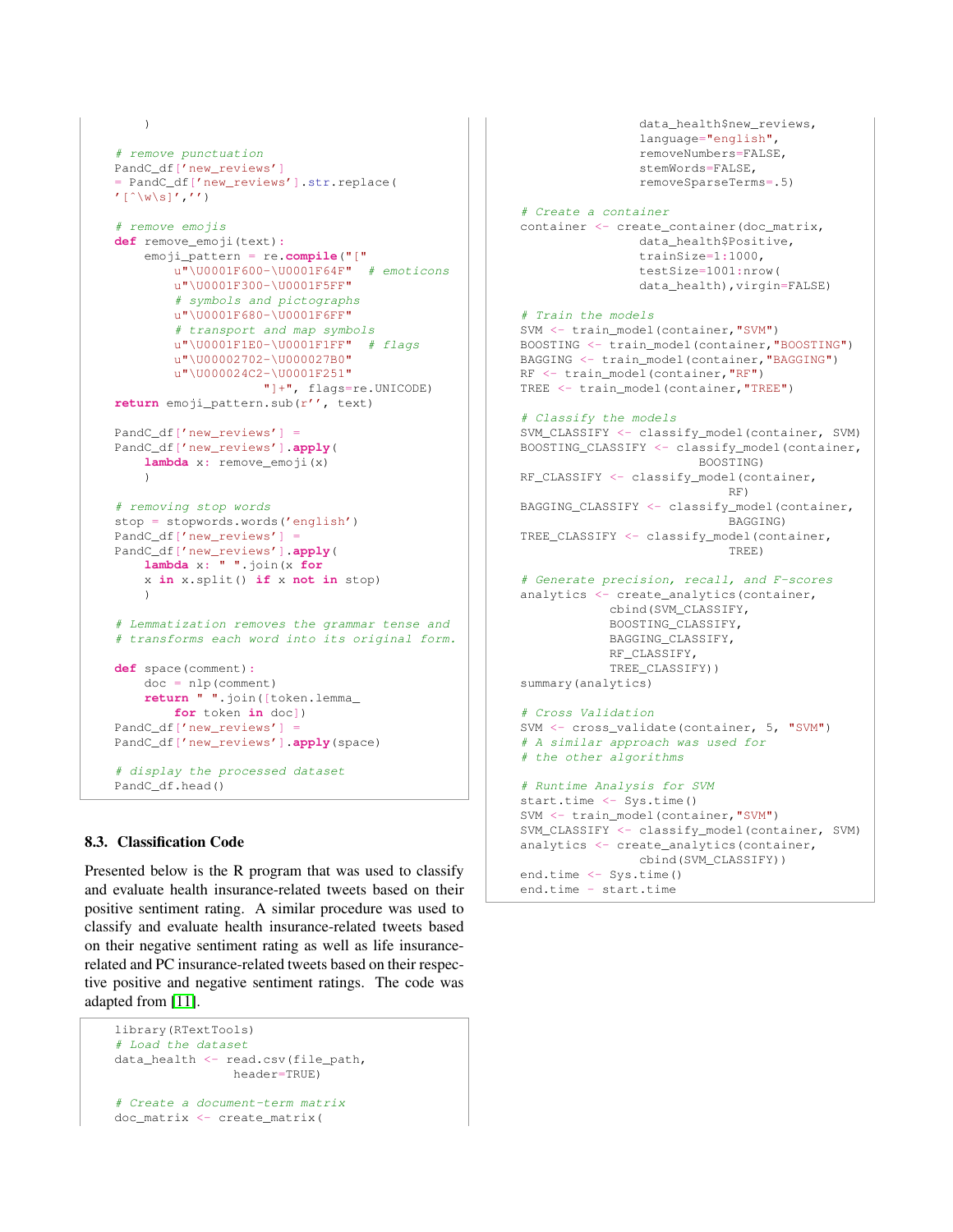```
    )

# remove punctuation
PandC_df['new_reviews']
= PandC_df['new_reviews'].str.replace(
'[^\w\s]','')

# remove emojis
def remove_emoji(text):
    emoji_pattern = re.compile("["
        u"\U0001F600-\U0001F64F"  # emoticons
        u"\U0001F300-\U0001F5FF"
        # symbols and pictographs
        u"\U0001F680-\U0001F6FF"
        # transport and map symbols
        u"\U0001F1E0-\U0001F1FF"  # flags
        u"\U00002702-\U000027B0"
        u"\U000024C2-\U0001F251"
                    "]+", flags=re.UNICODE)
    return emoji_pattern.sub(r'', text)

PandC_df['new_reviews'] =
PandC_df['new_reviews'].apply(
    lambda x: remove_emoji(x)
    )

# removing stop words
stop = stopwords.words('english')
PandC_df['new_reviews'] =
PandC_df['new_reviews'].apply(
    lambda x: " ".join(x for
    x in x.split() if x not in stop)
    )

# Lemmatization removes the grammar tense and
# transforms each word into its original form.

def space(comment):
    doc = nlp(comment)
    return " ".join([token.lemma_
        for token in doc])
PandC_df['new_reviews'] =
PandC_df['new_reviews'].apply(space)

# display the processed dataset
PandC_df.head()
```

### 8.3. Classification Code

Presented below is the R program that was used to classify and evaluate health insurance-related tweets based on their positive sentiment rating. A similar procedure was used to classify and evaluate health insurance-related tweets based on their negative sentiment rating as well as life insurance-related and PC insurance-related tweets based on their respective positive and negative sentiment ratings. The code was adapted from [11].

```
library(RTextTools)
# Load the dataset
data_health <- read.csv(file_path,
                header=TRUE)

# Create a document-term matrix
doc_matrix <- create_matrix(
                data_health$new_reviews,
                language="english",
                removeNumbers=FALSE,
                stemWords=FALSE,
                removeSparseTerms=.5)

# Create a container
container <- create_container(doc_matrix,
                data_health$Positive,
                trainSize=1:1000,
                testSize=1001:nrow(
                data_health),virgin=FALSE)

# Train the models
SVM <- train_model(container,"SVM")
BOOSTING <- train_model(container,"BOOSTING")
BAGGING <- train_model(container,"BAGGING")
RF <- train_model(container,"RF")
TREE <- train_model(container,"TREE")

# Classify the models
SVM_CLASSIFY <- classify_model(container, SVM)
BOOSTING_CLASSIFY <- classify_model(container,
                        BOOSTING)
RF_CLASSIFY <- classify_model(container,
                        RF)
BAGGING_CLASSIFY <- classify_model(container,
                        BAGGING)
TREE_CLASSIFY <- classify_model(container,
                        TREE)

# Generate precision, recall, and F-scores
analytics <- create_analytics(container,
            cbind(SVM_CLASSIFY,
            BOOSTING_CLASSIFY,
            BAGGING_CLASSIFY,
            RF_CLASSIFY,
            TREE_CLASSIFY))
summary(analytics)

# Cross Validation
SVM <- cross_validate(container, 5, "SVM")
# A similar approach was used for
# the other algorithms

# Runtime Analysis for SVM
start.time <- Sys.time()
SVM <- train_model(container,"SVM")
SVM_CLASSIFY <- classify_model(container, SVM)
analytics <- create_analytics(container,
                cbind(SVM_CLASSIFY))
end.time <- Sys.time()
end.time - start.time
```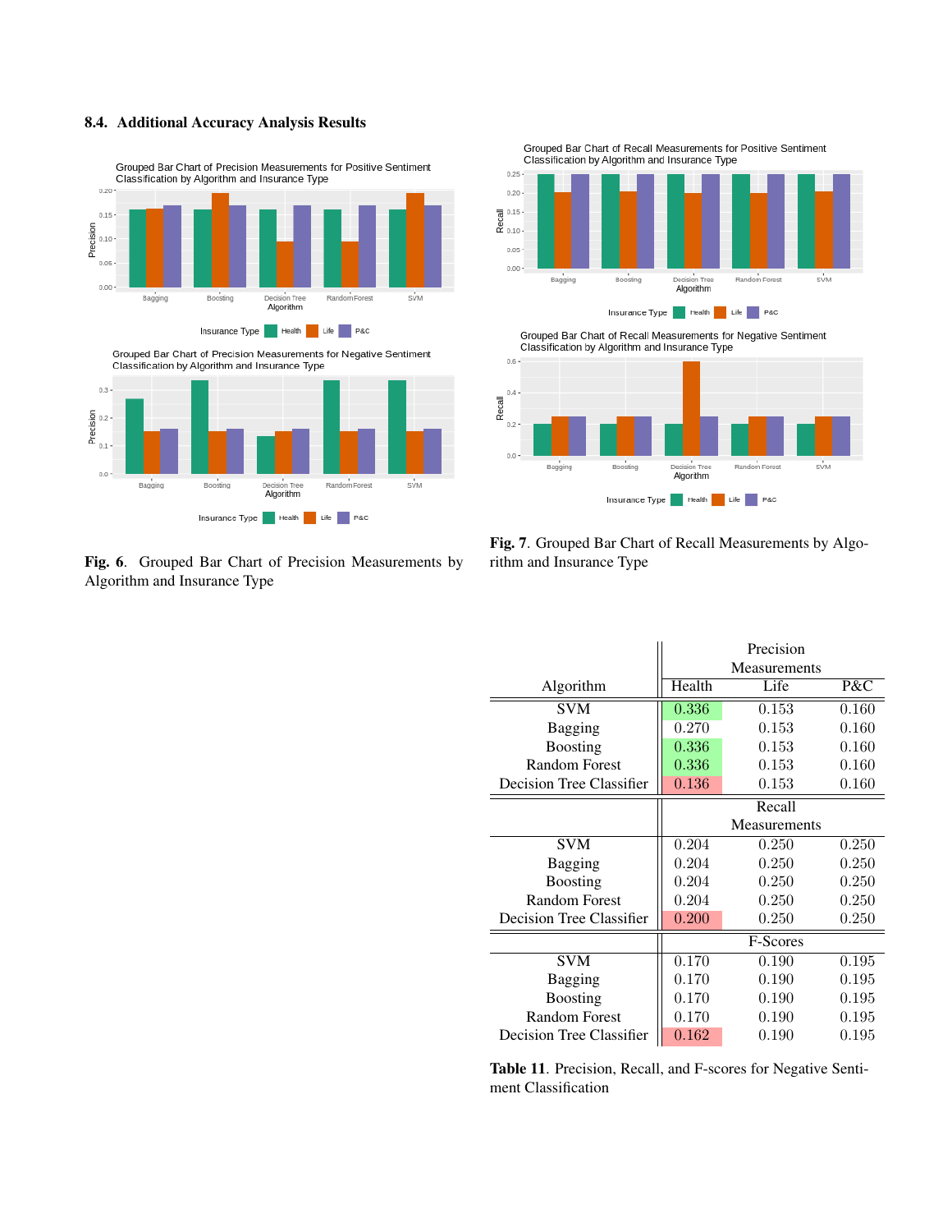### 8.4. Additional Accuracy Analysis Results

Grouped Bar Chart of Precision Measurements for Positive Sentiment Classification by Algorithm and Insurance Type

Precision

0.20
0.15
0.10
0.05
0.00

Bagging
Boosting
Decision Tree
Random Forest
SVM

Algorithm

Insurance Type
Health
Life
P&C

Grouped Bar Chart of Precision Measurements for Negative Sentiment Classification by Algorithm and Insurance Type

Precision

0.3
0.2
0.1
0.0

Bagging
Boosting
Decision Tree
Random Forest
SVM

Algorithm

Insurance Type
Health
Life
P&C

**Fig. 6**. Grouped Bar Chart of Precision Measurements by Algorithm and Insurance Type

Grouped Bar Chart of Recall Measurements for Positive Sentiment Classification by Algorithm and Insurance Type

Recall

0.25
0.20
0.15
0.10
0.05
0.00

Bagging
Boosting
Decision Tree
Random Forest
SVM

Algorithm

Insurance Type
Health
Life
P&C

Grouped Bar Chart of Recall Measurements for Negative Sentiment Classification by Algorithm and Insurance Type

Recall

0.6
0.4
0.2
0.0

Bagging
Boosting
Decision Tree
Random Forest
SVM

Algorithm

Insurance Type
Health
Life
P&C

**Fig. 7**. Grouped Bar Chart of Recall Measurements by Algorithm and Insurance Type

| Algorithm | Precision Measurements Health | Life | P&C |
|---|---|---|---|
| SVM | 0.336 | 0.153 | 0.160 |
| Bagging | 0.270 | 0.153 | 0.160 |
| Boosting | 0.336 | 0.153 | 0.160 |
| Random Forest | 0.336 | 0.153 | 0.160 |
| Decision Tree Classifier | 0.136 | 0.153 | 0.160 |
| | **Recall Measurements** | | |
| SVM | 0.204 | 0.250 | 0.250 |
| Bagging | 0.204 | 0.250 | 0.250 |
| Boosting | 0.204 | 0.250 | 0.250 |
| Random Forest | 0.204 | 0.250 | 0.250 |
| Decision Tree Classifier | 0.200 | 0.250 | 0.250 |
| | **F-Scores** | | |
| SVM | 0.170 | 0.190 | 0.195 |
| Bagging | 0.170 | 0.190 | 0.195 |
| Boosting | 0.170 | 0.190 | 0.195 |
| Random Forest | 0.170 | 0.190 | 0.195 |
| Decision Tree Classifier | 0.162 | 0.190 | 0.195 |

**Table 11**. Precision, Recall, and F-scores for Negative Sentiment Classification